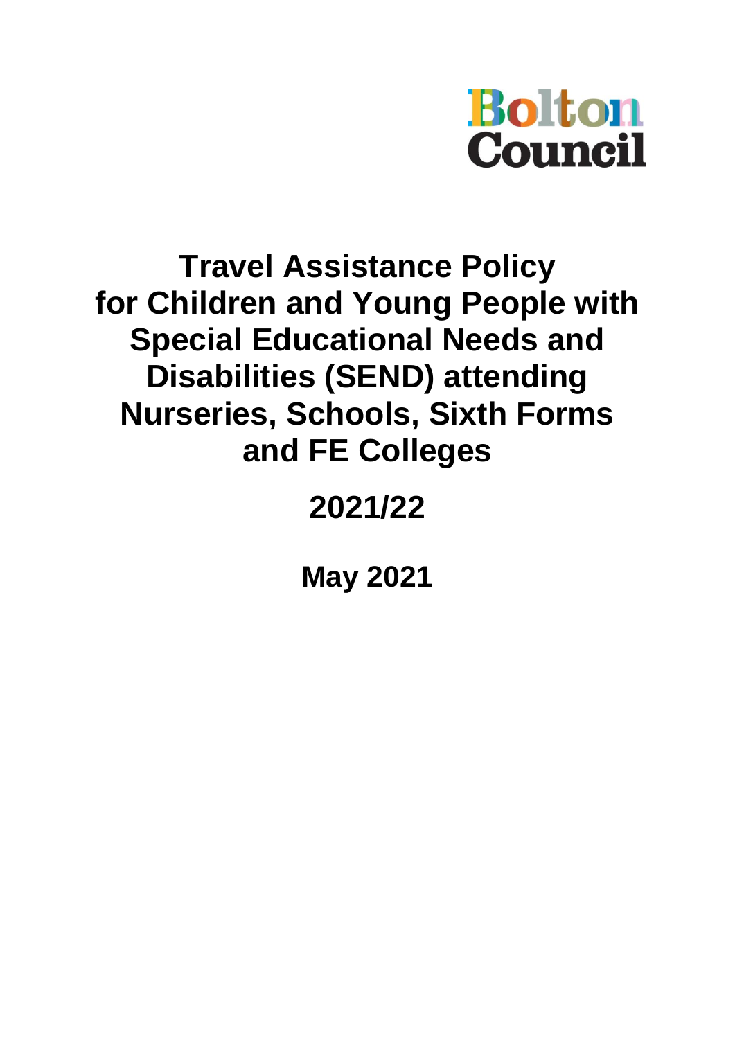Bolton Council

# Travel Assistance Policy for Children and Young People with Special Educational Needs and Disabilities (SEND) attending Nurseries, Schools, Sixth Forms and FE Colleges

## 2021/22

## May 2021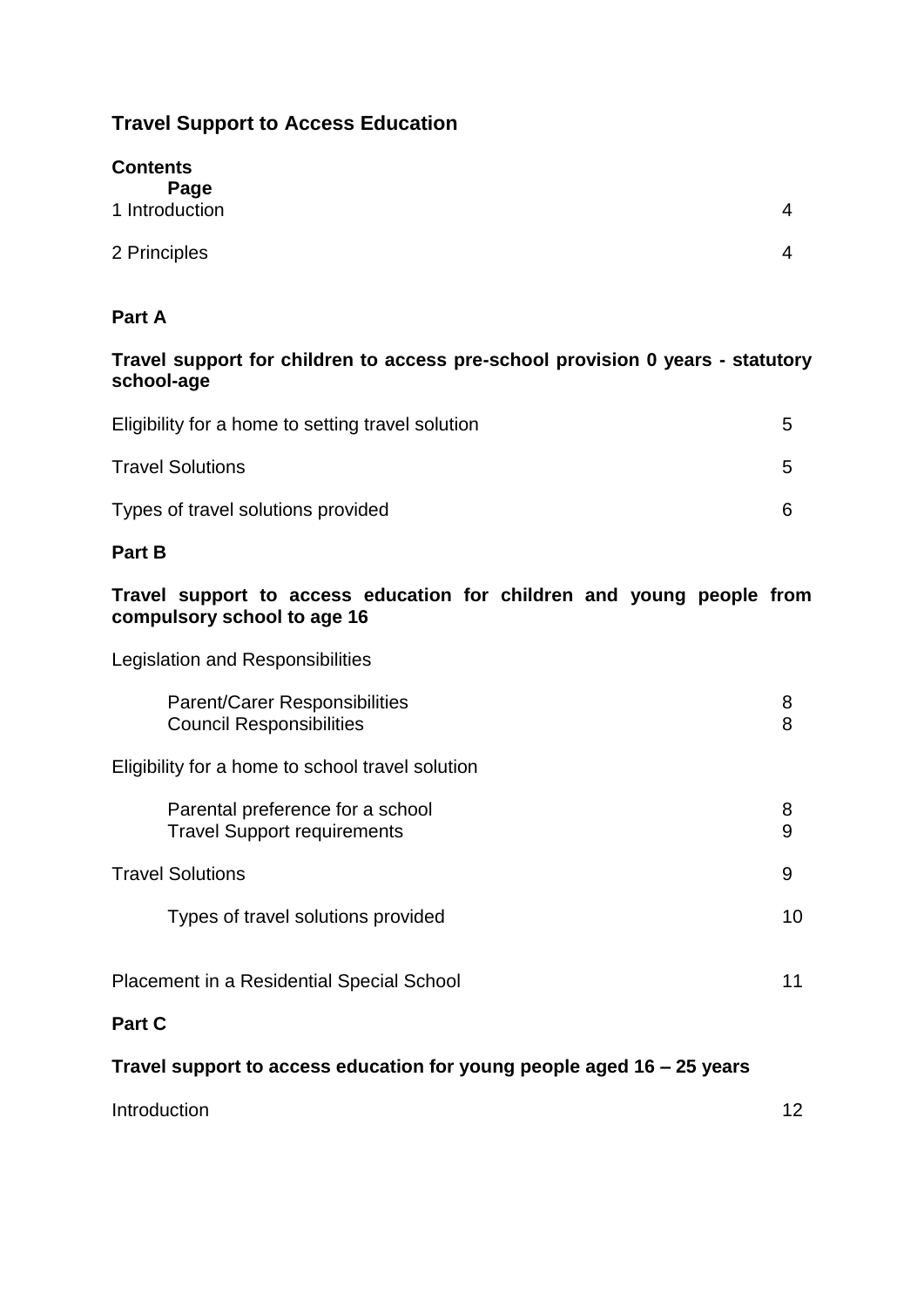# Travel Support to Access Education

**Contents**

| | Page |
|---|---|
| 1 Introduction | 4 |
| 2 Principles | 4 |

## Part A

**Travel support for children to access pre-school provision 0 years - statutory school-age**

| | |
|---|---|
| Eligibility for a home to setting travel solution | 5 |
| Travel Solutions | 5 |
| Types of travel solutions provided | 6 |

## Part B

**Travel support to access education for children and young people from compulsory school to age 16**

| | |
|---|---|
| Legislation and Responsibilities | |
| Parent/Carer Responsibilities | 8 |
| Council Responsibilities | 8 |
| Eligibility for a home to school travel solution | |
| Parental preference for a school | 8 |
| Travel Support requirements | 9 |
| Travel Solutions | 9 |
| Types of travel solutions provided | 10 |
| Placement in a Residential Special School | 11 |

## Part C

**Travel support to access education for young people aged 16 – 25 years**

| | |
|---|---|
| Introduction | 12 |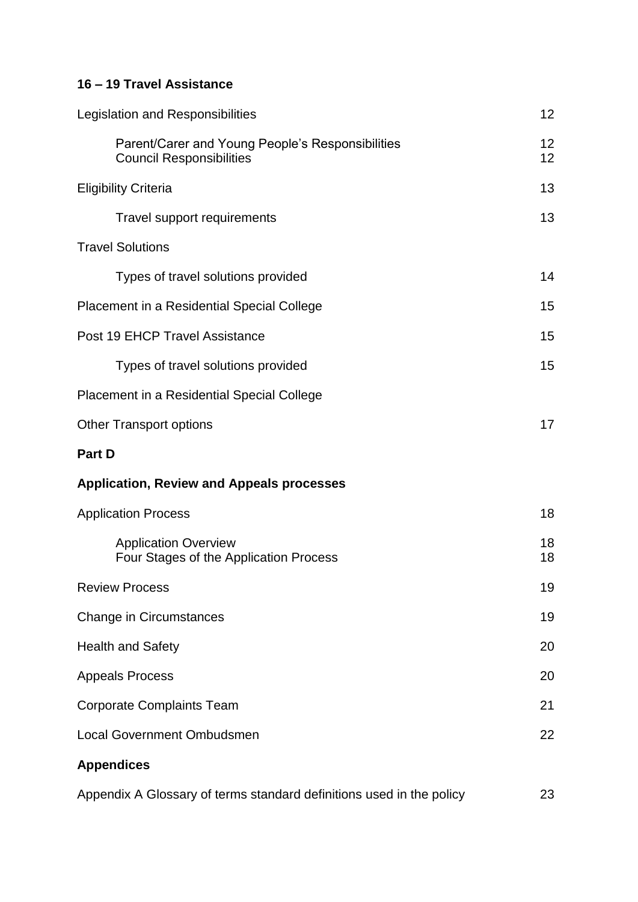**16 – 19 Travel Assistance**

| | |
|---|---|
| Legislation and Responsibilities | 12 |
| &nbsp;&nbsp;&nbsp;&nbsp;Parent/Carer and Young People's Responsibilities | 12 |
| &nbsp;&nbsp;&nbsp;&nbsp;Council Responsibilities | 12 |
| Eligibility Criteria | 13 |
| &nbsp;&nbsp;&nbsp;&nbsp;Travel support requirements | 13 |
| Travel Solutions | |
| &nbsp;&nbsp;&nbsp;&nbsp;Types of travel solutions provided | 14 |
| Placement in a Residential Special College | 15 |
| Post 19 EHCP Travel Assistance | 15 |
| &nbsp;&nbsp;&nbsp;&nbsp;Types of travel solutions provided | 15 |
| Placement in a Residential Special College | |
| Other Transport options | 17 |

**Part D**

**Application, Review and Appeals processes**

| | |
|---|---|
| Application Process | 18 |
| &nbsp;&nbsp;&nbsp;&nbsp;Application Overview | 18 |
| &nbsp;&nbsp;&nbsp;&nbsp;Four Stages of the Application Process | 18 |
| Review Process | 19 |
| Change in Circumstances | 19 |
| Health and Safety | 20 |
| Appeals Process | 20 |
| Corporate Complaints Team | 21 |
| Local Government Ombudsmen | 22 |

**Appendices**

| | |
|---|---|
| Appendix A Glossary of terms standard definitions used in the policy | 23 |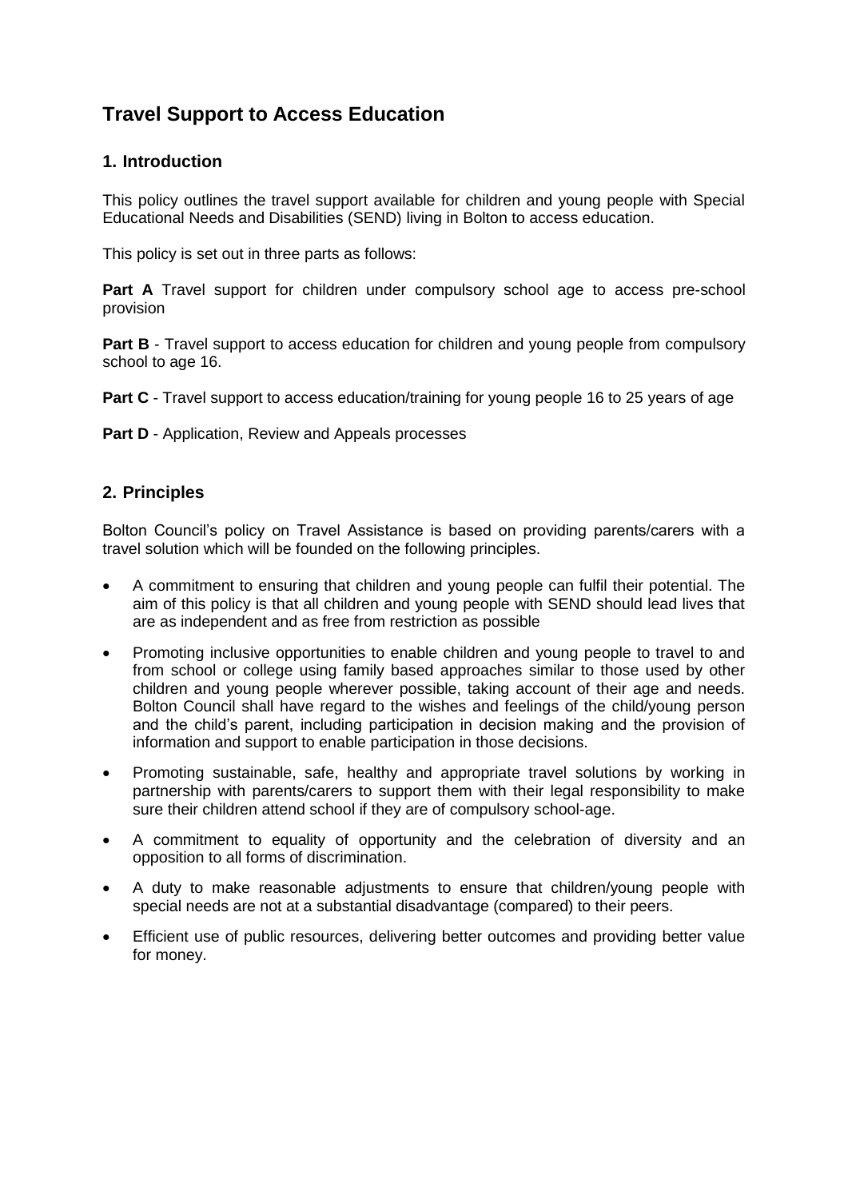# Travel Support to Access Education

## 1. Introduction

This policy outlines the travel support available for children and young people with Special Educational Needs and Disabilities (SEND) living in Bolton to access education.

This policy is set out in three parts as follows:

**Part A** Travel support for children under compulsory school age to access pre-school provision

**Part B** - Travel support to access education for children and young people from compulsory school to age 16.

**Part C** - Travel support to access education/training for young people 16 to 25 years of age

**Part D** - Application, Review and Appeals processes

## 2. Principles

Bolton Council's policy on Travel Assistance is based on providing parents/carers with a travel solution which will be founded on the following principles.

- A commitment to ensuring that children and young people can fulfil their potential. The aim of this policy is that all children and young people with SEND should lead lives that are as independent and as free from restriction as possible
- Promoting inclusive opportunities to enable children and young people to travel to and from school or college using family based approaches similar to those used by other children and young people wherever possible, taking account of their age and needs. Bolton Council shall have regard to the wishes and feelings of the child/young person and the child's parent, including participation in decision making and the provision of information and support to enable participation in those decisions.
- Promoting sustainable, safe, healthy and appropriate travel solutions by working in partnership with parents/carers to support them with their legal responsibility to make sure their children attend school if they are of compulsory school-age.
- A commitment to equality of opportunity and the celebration of diversity and an opposition to all forms of discrimination.
- A duty to make reasonable adjustments to ensure that children/young people with special needs are not at a substantial disadvantage (compared) to their peers.
- Efficient use of public resources, delivering better outcomes and providing better value for money.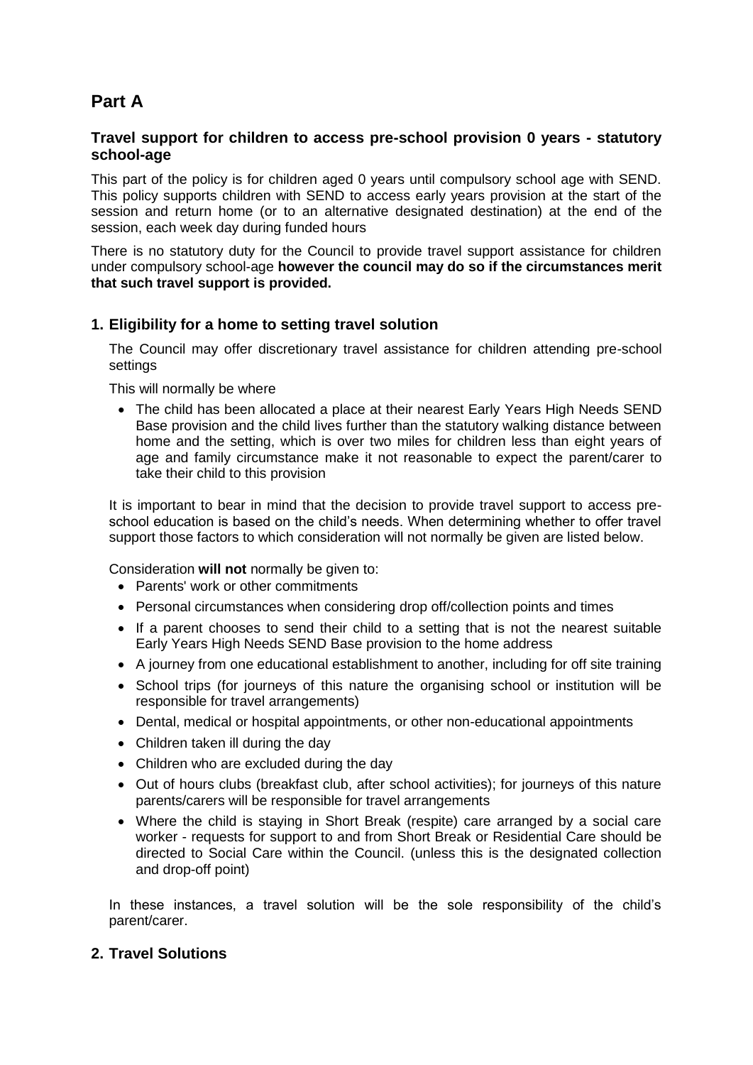# Part A

### Travel support for children to access pre-school provision 0 years - statutory school-age

This part of the policy is for children aged 0 years until compulsory school age with SEND. This policy supports children with SEND to access early years provision at the start of the session and return home (or to an alternative designated destination) at the end of the session, each week day during funded hours

There is no statutory duty for the Council to provide travel support assistance for children under compulsory school-age **however the council may do so if the circumstances merit that such travel support is provided.**

## 1. Eligibility for a home to setting travel solution

The Council may offer discretionary travel assistance for children attending pre-school settings

This will normally be where

- The child has been allocated a place at their nearest Early Years High Needs SEND Base provision and the child lives further than the statutory walking distance between home and the setting, which is over two miles for children less than eight years of age and family circumstance make it not reasonable to expect the parent/carer to take their child to this provision

It is important to bear in mind that the decision to provide travel support to access pre-school education is based on the child's needs. When determining whether to offer travel support those factors to which consideration will not normally be given are listed below.

Consideration **will not** normally be given to:

- Parents' work or other commitments
- Personal circumstances when considering drop off/collection points and times
- If a parent chooses to send their child to a setting that is not the nearest suitable Early Years High Needs SEND Base provision to the home address
- A journey from one educational establishment to another, including for off site training
- School trips (for journeys of this nature the organising school or institution will be responsible for travel arrangements)
- Dental, medical or hospital appointments, or other non-educational appointments
- Children taken ill during the day
- Children who are excluded during the day
- Out of hours clubs (breakfast club, after school activities); for journeys of this nature parents/carers will be responsible for travel arrangements
- Where the child is staying in Short Break (respite) care arranged by a social care worker - requests for support to and from Short Break or Residential Care should be directed to Social Care within the Council. (unless this is the designated collection and drop-off point)

In these instances, a travel solution will be the sole responsibility of the child's parent/carer.

## 2. Travel Solutions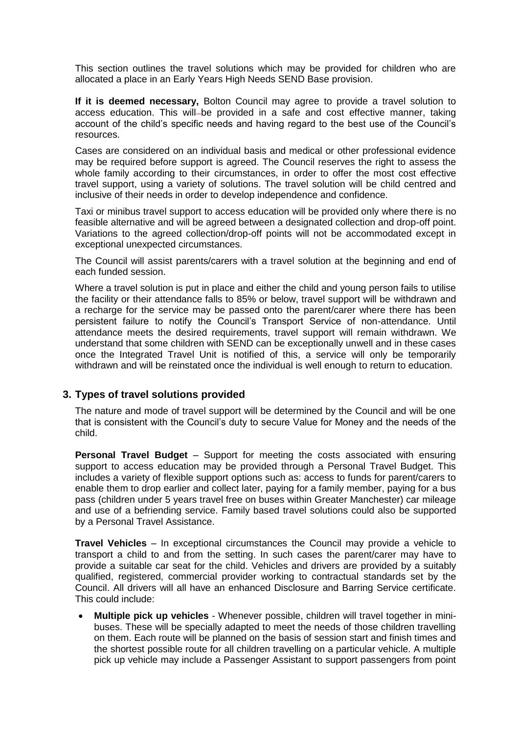This section outlines the travel solutions which may be provided for children who are allocated a place in an Early Years High Needs SEND Base provision.

**If it is deemed necessary,** Bolton Council may agree to provide a travel solution to access education. This will be provided in a safe and cost effective manner, taking account of the child's specific needs and having regard to the best use of the Council's resources.

Cases are considered on an individual basis and medical or other professional evidence may be required before support is agreed. The Council reserves the right to assess the whole family according to their circumstances, in order to offer the most cost effective travel support, using a variety of solutions. The travel solution will be child centred and inclusive of their needs in order to develop independence and confidence.

Taxi or minibus travel support to access education will be provided only where there is no feasible alternative and will be agreed between a designated collection and drop-off point. Variations to the agreed collection/drop-off points will not be accommodated except in exceptional unexpected circumstances.

The Council will assist parents/carers with a travel solution at the beginning and end of each funded session.

Where a travel solution is put in place and either the child and young person fails to utilise the facility or their attendance falls to 85% or below, travel support will be withdrawn and a recharge for the service may be passed onto the parent/carer where there has been persistent failure to notify the Council's Transport Service of non-attendance. Until attendance meets the desired requirements, travel support will remain withdrawn. We understand that some children with SEND can be exceptionally unwell and in these cases once the Integrated Travel Unit is notified of this, a service will only be temporarily withdrawn and will be reinstated once the individual is well enough to return to education.

## 3. Types of travel solutions provided

The nature and mode of travel support will be determined by the Council and will be one that is consistent with the Council's duty to secure Value for Money and the needs of the child.

**Personal Travel Budget** – Support for meeting the costs associated with ensuring support to access education may be provided through a Personal Travel Budget. This includes a variety of flexible support options such as: access to funds for parent/carers to enable them to drop earlier and collect later, paying for a family member, paying for a bus pass (children under 5 years travel free on buses within Greater Manchester) car mileage and use of a befriending service. Family based travel solutions could also be supported by a Personal Travel Assistance.

**Travel Vehicles** – In exceptional circumstances the Council may provide a vehicle to transport a child to and from the setting. In such cases the parent/carer may have to provide a suitable car seat for the child. Vehicles and drivers are provided by a suitably qualified, registered, commercial provider working to contractual standards set by the Council. All drivers will all have an enhanced Disclosure and Barring Service certificate. This could include:

- **Multiple pick up vehicles** - Whenever possible, children will travel together in mini-buses. These will be specially adapted to meet the needs of those children travelling on them. Each route will be planned on the basis of session start and finish times and the shortest possible route for all children travelling on a particular vehicle. A multiple pick up vehicle may include a Passenger Assistant to support passengers from point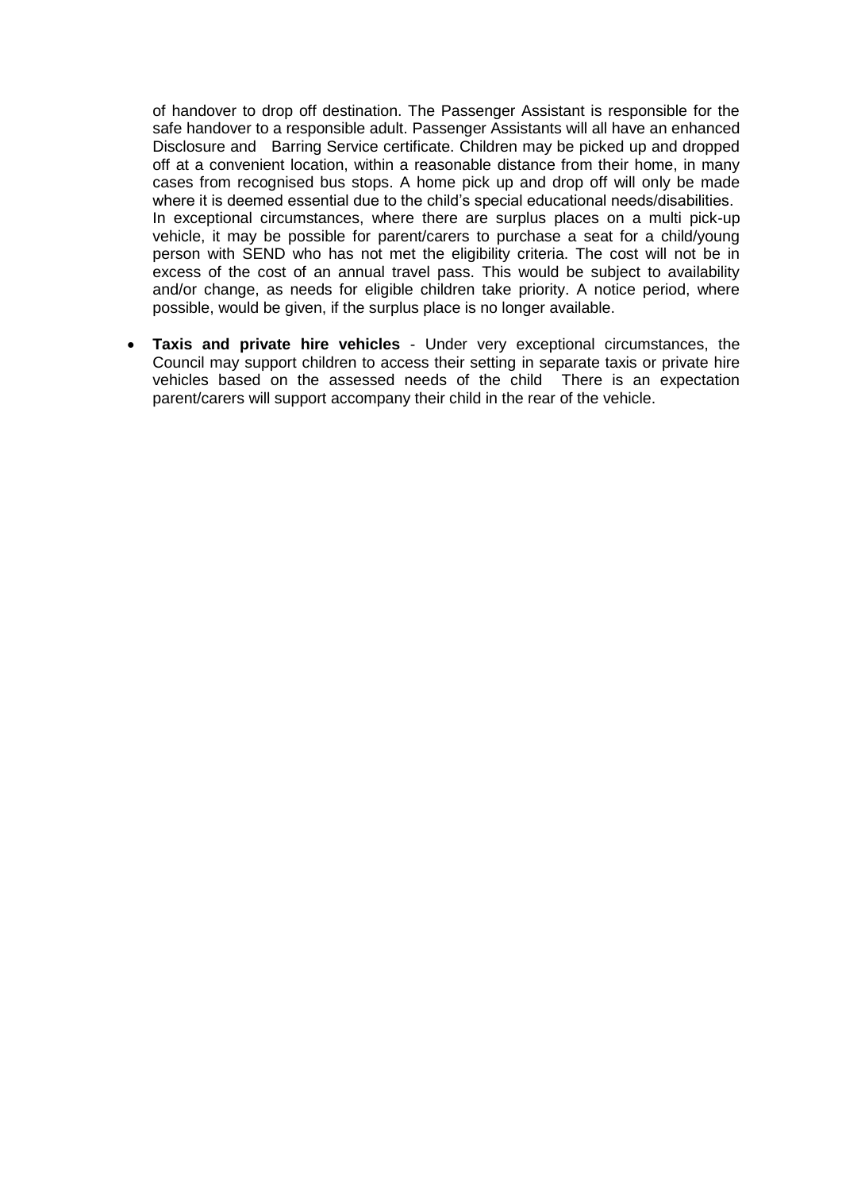of handover to drop off destination. The Passenger Assistant is responsible for the safe handover to a responsible adult. Passenger Assistants will all have an enhanced Disclosure and Barring Service certificate. Children may be picked up and dropped off at a convenient location, within a reasonable distance from their home, in many cases from recognised bus stops. A home pick up and drop off will only be made where it is deemed essential due to the child's special educational needs/disabilities.
In exceptional circumstances, where there are surplus places on a multi pick-up vehicle, it may be possible for parent/carers to purchase a seat for a child/young person with SEND who has not met the eligibility criteria. The cost will not be in excess of the cost of an annual travel pass. This would be subject to availability and/or change, as needs for eligible children take priority. A notice period, where possible, would be given, if the surplus place is no longer available.

- **Taxis and private hire vehicles** - Under very exceptional circumstances, the Council may support children to access their setting in separate taxis or private hire vehicles based on the assessed needs of the child There is an expectation parent/carers will support accompany their child in the rear of the vehicle.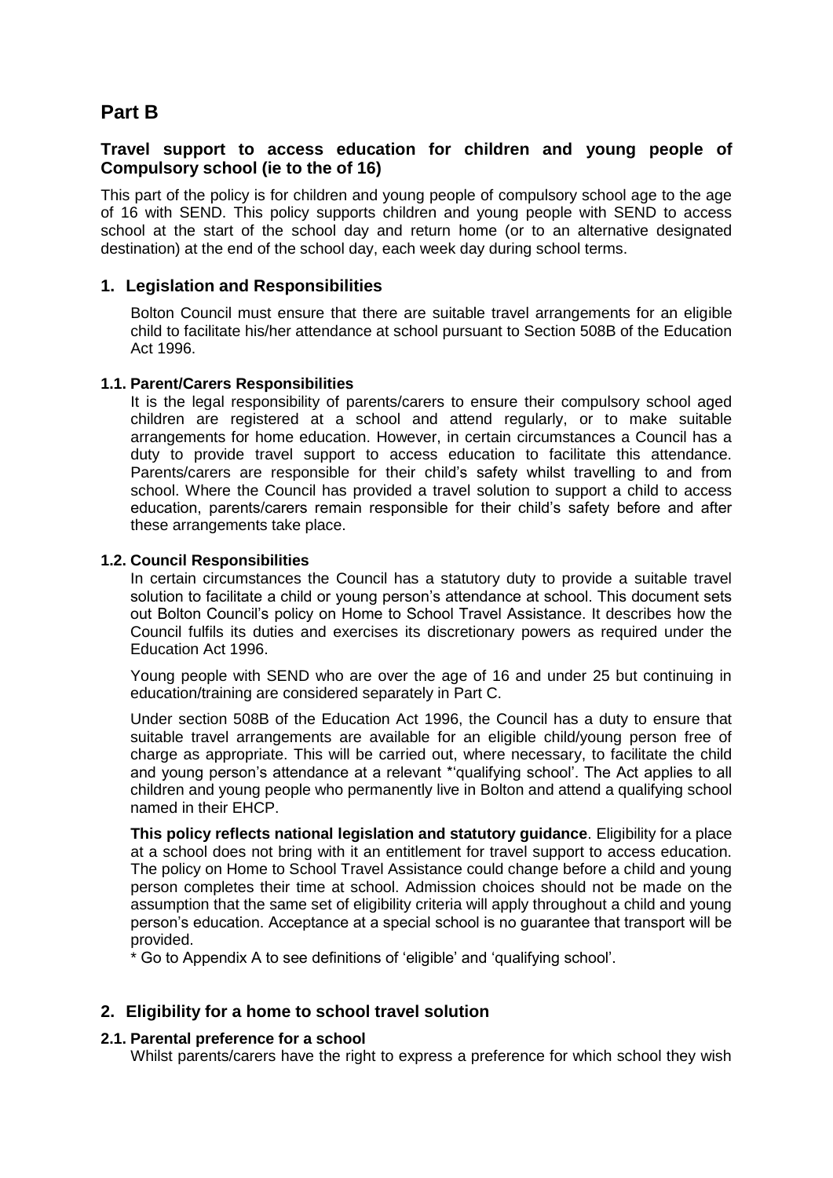# Part B

### Travel support to access education for children and young people of Compulsory school (ie to the of 16)

This part of the policy is for children and young people of compulsory school age to the age of 16 with SEND. This policy supports children and young people with SEND to access school at the start of the school day and return home (or to an alternative designated destination) at the end of the school day, each week day during school terms.

## 1. Legislation and Responsibilities

Bolton Council must ensure that there are suitable travel arrangements for an eligible child to facilitate his/her attendance at school pursuant to Section 508B of the Education Act 1996.

### 1.1. Parent/Carers Responsibilities

It is the legal responsibility of parents/carers to ensure their compulsory school aged children are registered at a school and attend regularly, or to make suitable arrangements for home education. However, in certain circumstances a Council has a duty to provide travel support to access education to facilitate this attendance. Parents/carers are responsible for their child's safety whilst travelling to and from school. Where the Council has provided a travel solution to support a child to access education, parents/carers remain responsible for their child's safety before and after these arrangements take place.

### 1.2. Council Responsibilities

In certain circumstances the Council has a statutory duty to provide a suitable travel solution to facilitate a child or young person's attendance at school. This document sets out Bolton Council's policy on Home to School Travel Assistance. It describes how the Council fulfils its duties and exercises its discretionary powers as required under the Education Act 1996.

Young people with SEND who are over the age of 16 and under 25 but continuing in education/training are considered separately in Part C.

Under section 508B of the Education Act 1996, the Council has a duty to ensure that suitable travel arrangements are available for an eligible child/young person free of charge as appropriate. This will be carried out, where necessary, to facilitate the child and young person's attendance at a relevant *'qualifying school'. The Act applies to all children and young people who permanently live in Bolton and attend a qualifying school named in their EHCP.

**This policy reflects national legislation and statutory guidance**. Eligibility for a place at a school does not bring with it an entitlement for travel support to access education. The policy on Home to School Travel Assistance could change before a child and young person completes their time at school. Admission choices should not be made on the assumption that the same set of eligibility criteria will apply throughout a child and young person's education. Acceptance at a special school is no guarantee that transport will be provided.

* Go to Appendix A to see definitions of 'eligible' and 'qualifying school'.

## 2. Eligibility for a home to school travel solution

### 2.1. Parental preference for a school

Whilst parents/carers have the right to express a preference for which school they wish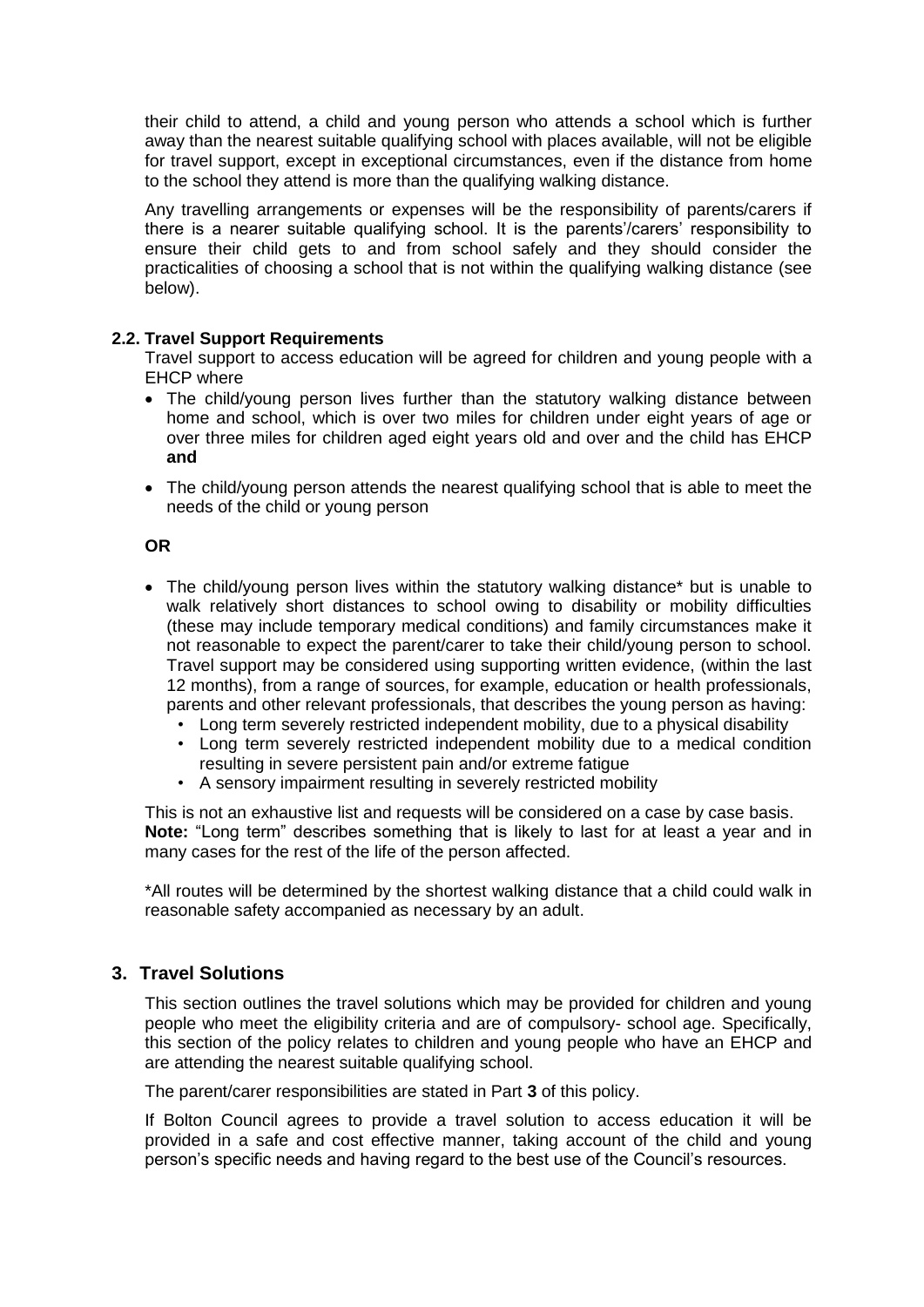their child to attend, a child and young person who attends a school which is further away than the nearest suitable qualifying school with places available, will not be eligible for travel support, except in exceptional circumstances, even if the distance from home to the school they attend is more than the qualifying walking distance.

Any travelling arrangements or expenses will be the responsibility of parents/carers if there is a nearer suitable qualifying school. It is the parents'/carers' responsibility to ensure their child gets to and from school safely and they should consider the practicalities of choosing a school that is not within the qualifying walking distance (see below).

### 2.2. Travel Support Requirements

Travel support to access education will be agreed for children and young people with a EHCP where

- The child/young person lives further than the statutory walking distance between home and school, which is over two miles for children under eight years of age or over three miles for children aged eight years old and over and the child has EHCP **and**
- The child/young person attends the nearest qualifying school that is able to meet the needs of the child or young person

**OR**

- The child/young person lives within the statutory walking distance* but is unable to walk relatively short distances to school owing to disability or mobility difficulties (these may include temporary medical conditions) and family circumstances make it not reasonable to expect the parent/carer to take their child/young person to school. Travel support may be considered using supporting written evidence, (within the last 12 months), from a range of sources, for example, education or health professionals, parents and other relevant professionals, that describes the young person as having:
  - Long term severely restricted independent mobility, due to a physical disability
  - Long term severely restricted independent mobility due to a medical condition resulting in severe persistent pain and/or extreme fatigue
  - A sensory impairment resulting in severely restricted mobility

This is not an exhaustive list and requests will be considered on a case by case basis.
**Note:** "Long term" describes something that is likely to last for at least a year and in many cases for the rest of the life of the person affected.

*All routes will be determined by the shortest walking distance that a child could walk in reasonable safety accompanied as necessary by an adult.

## 3. Travel Solutions

This section outlines the travel solutions which may be provided for children and young people who meet the eligibility criteria and are of compulsory- school age. Specifically, this section of the policy relates to children and young people who have an EHCP and are attending the nearest suitable qualifying school.

The parent/carer responsibilities are stated in Part **3** of this policy.

If Bolton Council agrees to provide a travel solution to access education it will be provided in a safe and cost effective manner, taking account of the child and young person's specific needs and having regard to the best use of the Council's resources.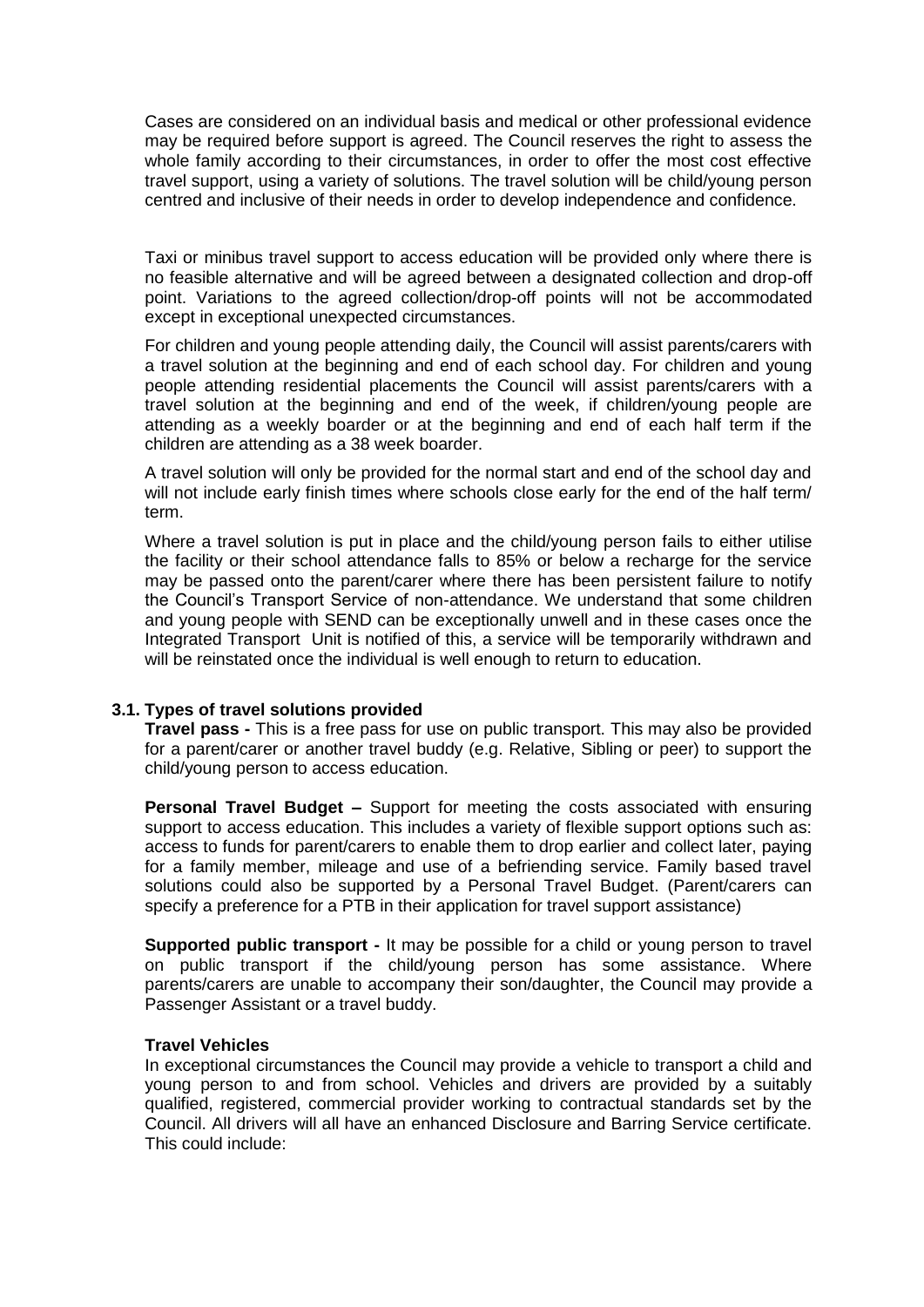Cases are considered on an individual basis and medical or other professional evidence may be required before support is agreed. The Council reserves the right to assess the whole family according to their circumstances, in order to offer the most cost effective travel support, using a variety of solutions. The travel solution will be child/young person centred and inclusive of their needs in order to develop independence and confidence.

Taxi or minibus travel support to access education will be provided only where there is no feasible alternative and will be agreed between a designated collection and drop-off point. Variations to the agreed collection/drop-off points will not be accommodated except in exceptional unexpected circumstances.

For children and young people attending daily, the Council will assist parents/carers with a travel solution at the beginning and end of each school day. For children and young people attending residential placements the Council will assist parents/carers with a travel solution at the beginning and end of the week, if children/young people are attending as a weekly boarder or at the beginning and end of each half term if the children are attending as a 38 week boarder.

A travel solution will only be provided for the normal start and end of the school day and will not include early finish times where schools close early for the end of the half term/ term.

Where a travel solution is put in place and the child/young person fails to either utilise the facility or their school attendance falls to 85% or below a recharge for the service may be passed onto the parent/carer where there has been persistent failure to notify the Council's Transport Service of non-attendance. We understand that some children and young people with SEND can be exceptionally unwell and in these cases once the Integrated Transport Unit is notified of this, a service will be temporarily withdrawn and will be reinstated once the individual is well enough to return to education.

### 3.1. Types of travel solutions provided

**Travel pass -** This is a free pass for use on public transport. This may also be provided for a parent/carer or another travel buddy (e.g. Relative, Sibling or peer) to support the child/young person to access education.

**Personal Travel Budget –** Support for meeting the costs associated with ensuring support to access education. This includes a variety of flexible support options such as: access to funds for parent/carers to enable them to drop earlier and collect later, paying for a family member, mileage and use of a befriending service. Family based travel solutions could also be supported by a Personal Travel Budget. (Parent/carers can specify a preference for a PTB in their application for travel support assistance)

**Supported public transport -** It may be possible for a child or young person to travel on public transport if the child/young person has some assistance. Where parents/carers are unable to accompany their son/daughter, the Council may provide a Passenger Assistant or a travel buddy.

**Travel Vehicles**

In exceptional circumstances the Council may provide a vehicle to transport a child and young person to and from school. Vehicles and drivers are provided by a suitably qualified, registered, commercial provider working to contractual standards set by the Council. All drivers will all have an enhanced Disclosure and Barring Service certificate. This could include: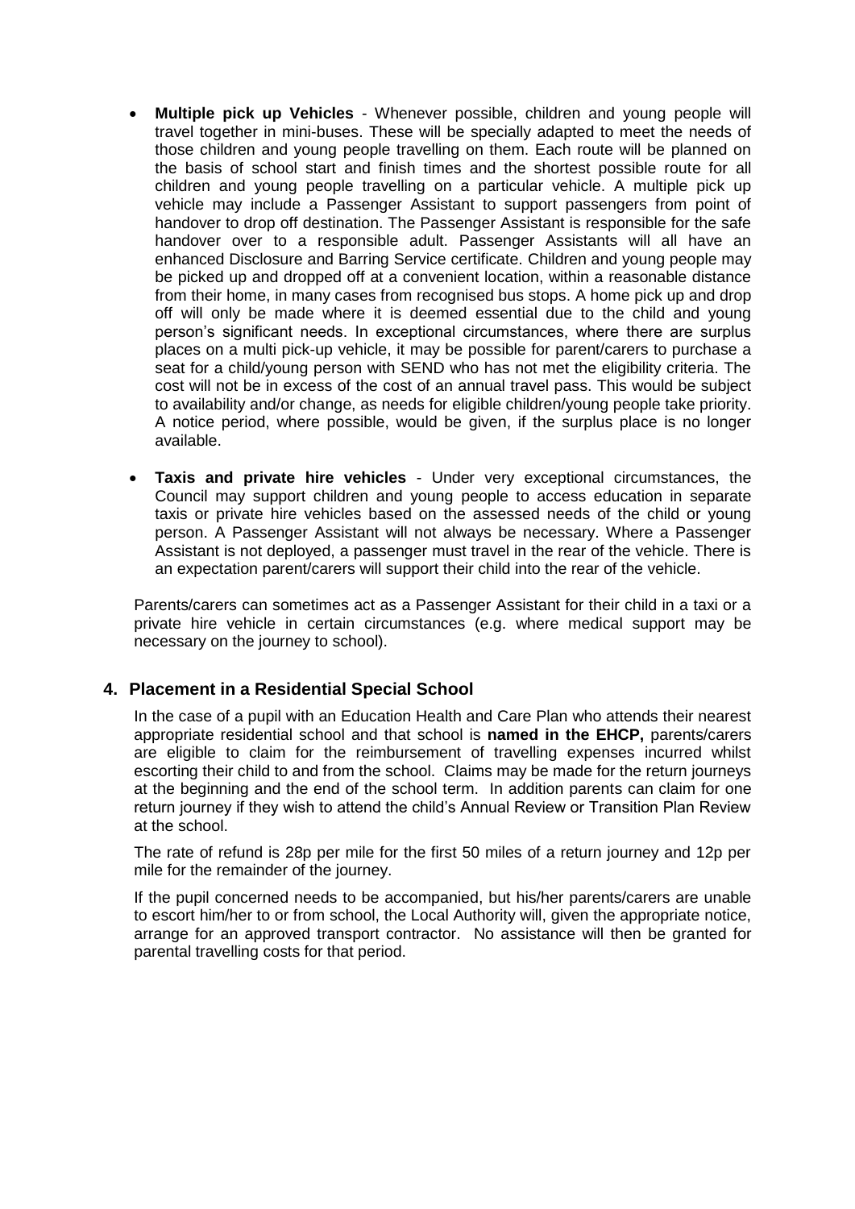- **Multiple pick up Vehicles** - Whenever possible, children and young people will travel together in mini-buses. These will be specially adapted to meet the needs of those children and young people travelling on them. Each route will be planned on the basis of school start and finish times and the shortest possible route for all children and young people travelling on a particular vehicle. A multiple pick up vehicle may include a Passenger Assistant to support passengers from point of handover to drop off destination. The Passenger Assistant is responsible for the safe handover over to a responsible adult. Passenger Assistants will all have an enhanced Disclosure and Barring Service certificate. Children and young people may be picked up and dropped off at a convenient location, within a reasonable distance from their home, in many cases from recognised bus stops. A home pick up and drop off will only be made where it is deemed essential due to the child and young person's significant needs. In exceptional circumstances, where there are surplus places on a multi pick-up vehicle, it may be possible for parent/carers to purchase a seat for a child/young person with SEND who has not met the eligibility criteria. The cost will not be in excess of the cost of an annual travel pass. This would be subject to availability and/or change, as needs for eligible children/young people take priority. A notice period, where possible, would be given, if the surplus place is no longer available.

- **Taxis and private hire vehicles** - Under very exceptional circumstances, the Council may support children and young people to access education in separate taxis or private hire vehicles based on the assessed needs of the child or young person. A Passenger Assistant will not always be necessary. Where a Passenger Assistant is not deployed, a passenger must travel in the rear of the vehicle. There is an expectation parent/carers will support their child into the rear of the vehicle.

Parents/carers can sometimes act as a Passenger Assistant for their child in a taxi or a private hire vehicle in certain circumstances (e.g. where medical support may be necessary on the journey to school).

## 4. Placement in a Residential Special School

In the case of a pupil with an Education Health and Care Plan who attends their nearest appropriate residential school and that school is **named in the EHCP,** parents/carers are eligible to claim for the reimbursement of travelling expenses incurred whilst escorting their child to and from the school. Claims may be made for the return journeys at the beginning and the end of the school term. In addition parents can claim for one return journey if they wish to attend the child's Annual Review or Transition Plan Review at the school.

The rate of refund is 28p per mile for the first 50 miles of a return journey and 12p per mile for the remainder of the journey.

If the pupil concerned needs to be accompanied, but his/her parents/carers are unable to escort him/her to or from school, the Local Authority will, given the appropriate notice, arrange for an approved transport contractor. No assistance will then be granted for parental travelling costs for that period.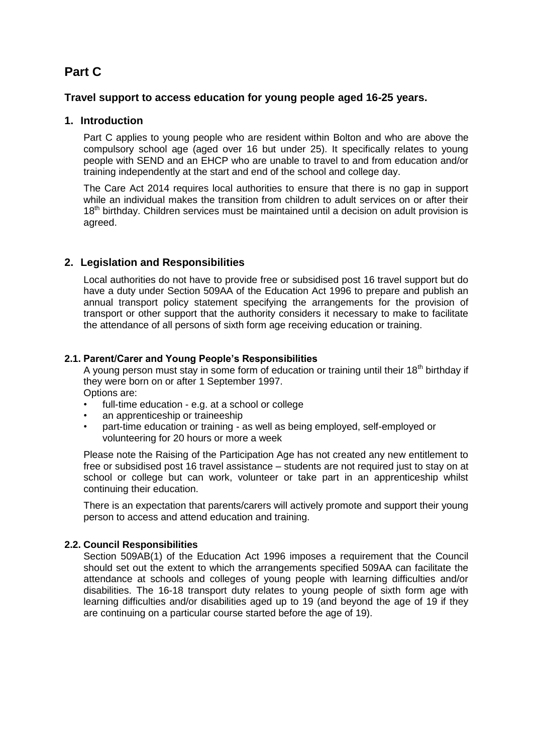# Part C

### Travel support to access education for young people aged 16-25 years.

## 1. Introduction

Part C applies to young people who are resident within Bolton and who are above the compulsory school age (aged over 16 but under 25). It specifically relates to young people with SEND and an EHCP who are unable to travel to and from education and/or training independently at the start and end of the school and college day.

The Care Act 2014 requires local authorities to ensure that there is no gap in support while an individual makes the transition from children to adult services on or after their 18th birthday. Children services must be maintained until a decision on adult provision is agreed.

## 2. Legislation and Responsibilities

Local authorities do not have to provide free or subsidised post 16 travel support but do have a duty under Section 509AA of the Education Act 1996 to prepare and publish an annual transport policy statement specifying the arrangements for the provision of transport or other support that the authority considers it necessary to make to facilitate the attendance of all persons of sixth form age receiving education or training.

### 2.1. Parent/Carer and Young People's Responsibilities

A young person must stay in some form of education or training until their 18th birthday if they were born on or after 1 September 1997.

Options are:

- full-time education - e.g. at a school or college
- an apprenticeship or traineeship
- part-time education or training - as well as being employed, self-employed or volunteering for 20 hours or more a week

Please note the Raising of the Participation Age has not created any new entitlement to free or subsidised post 16 travel assistance – students are not required just to stay on at school or college but can work, volunteer or take part in an apprenticeship whilst continuing their education.

There is an expectation that parents/carers will actively promote and support their young person to access and attend education and training.

### 2.2. Council Responsibilities

Section 509AB(1) of the Education Act 1996 imposes a requirement that the Council should set out the extent to which the arrangements specified 509AA can facilitate the attendance at schools and colleges of young people with learning difficulties and/or disabilities. The 16-18 transport duty relates to young people of sixth form age with learning difficulties and/or disabilities aged up to 19 (and beyond the age of 19 if they are continuing on a particular course started before the age of 19).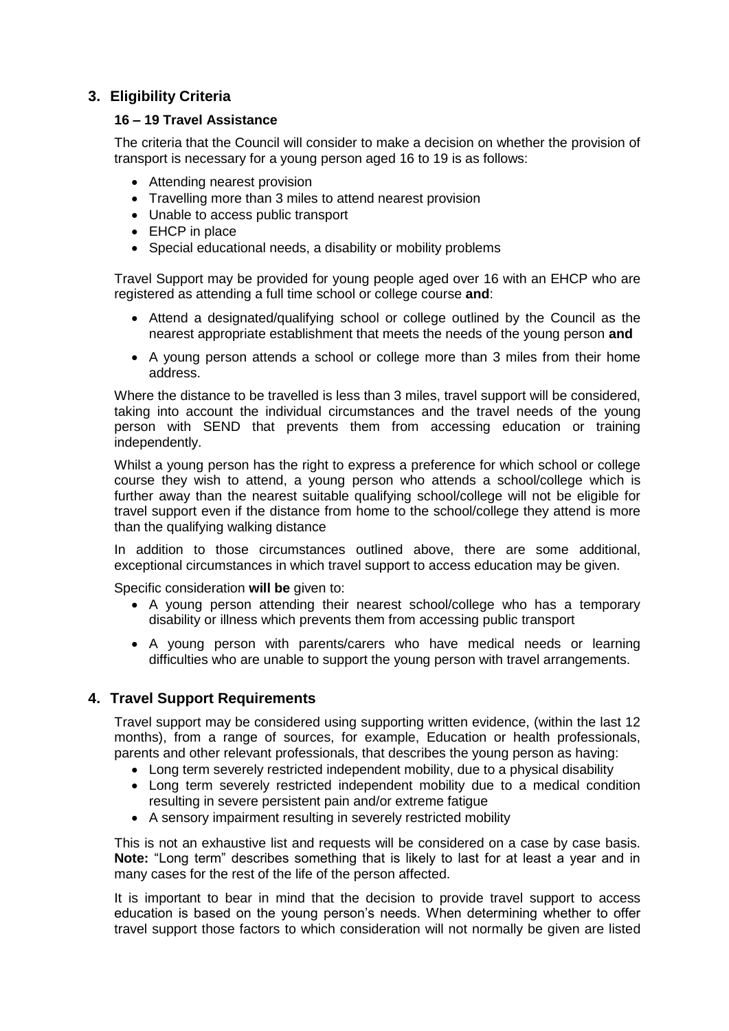## 3. Eligibility Criteria

### 16 – 19 Travel Assistance

The criteria that the Council will consider to make a decision on whether the provision of transport is necessary for a young person aged 16 to 19 is as follows:

- Attending nearest provision
- Travelling more than 3 miles to attend nearest provision
- Unable to access public transport
- EHCP in place
- Special educational needs, a disability or mobility problems

Travel Support may be provided for young people aged over 16 with an EHCP who are registered as attending a full time school or college course **and**:

- Attend a designated/qualifying school or college outlined by the Council as the nearest appropriate establishment that meets the needs of the young person **and**
- A young person attends a school or college more than 3 miles from their home address.

Where the distance to be travelled is less than 3 miles, travel support will be considered, taking into account the individual circumstances and the travel needs of the young person with SEND that prevents them from accessing education or training independently.

Whilst a young person has the right to express a preference for which school or college course they wish to attend, a young person who attends a school/college which is further away than the nearest suitable qualifying school/college will not be eligible for travel support even if the distance from home to the school/college they attend is more than the qualifying walking distance

In addition to those circumstances outlined above, there are some additional, exceptional circumstances in which travel support to access education may be given.

Specific consideration **will be** given to:

- A young person attending their nearest school/college who has a temporary disability or illness which prevents them from accessing public transport
- A young person with parents/carers who have medical needs or learning difficulties who are unable to support the young person with travel arrangements.

## 4. Travel Support Requirements

Travel support may be considered using supporting written evidence, (within the last 12 months), from a range of sources, for example, Education or health professionals, parents and other relevant professionals, that describes the young person as having:

- Long term severely restricted independent mobility, due to a physical disability
- Long term severely restricted independent mobility due to a medical condition resulting in severe persistent pain and/or extreme fatigue
- A sensory impairment resulting in severely restricted mobility

This is not an exhaustive list and requests will be considered on a case by case basis. **Note:** "Long term" describes something that is likely to last for at least a year and in many cases for the rest of the life of the person affected.

It is important to bear in mind that the decision to provide travel support to access education is based on the young person's needs. When determining whether to offer travel support those factors to which consideration will not normally be given are listed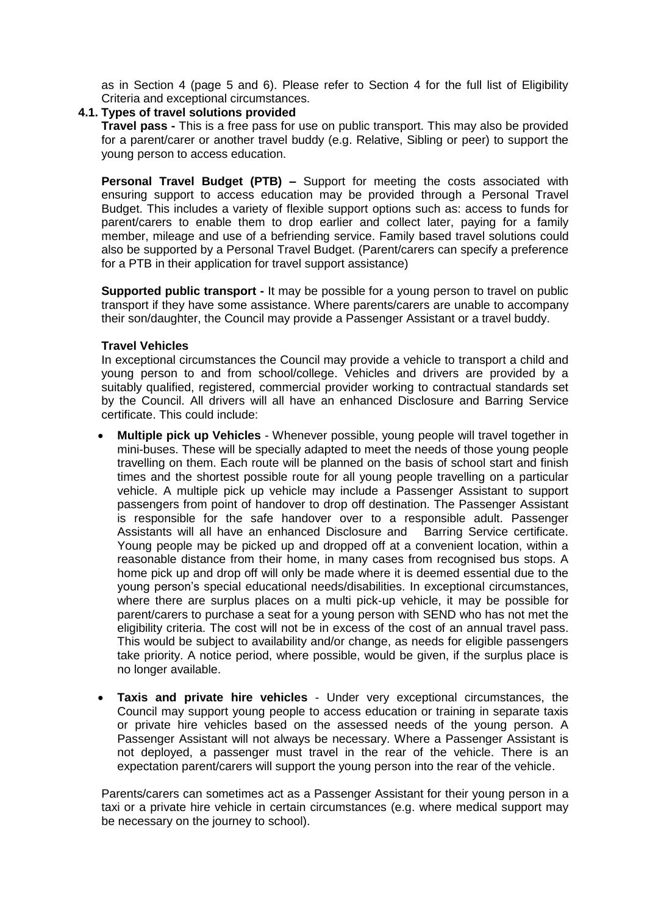as in Section 4 (page 5 and 6). Please refer to Section 4 for the full list of Eligibility Criteria and exceptional circumstances.

### 4.1. Types of travel solutions provided

**Travel pass -** This is a free pass for use on public transport. This may also be provided for a parent/carer or another travel buddy (e.g. Relative, Sibling or peer) to support the young person to access education.

**Personal Travel Budget (PTB) –** Support for meeting the costs associated with ensuring support to access education may be provided through a Personal Travel Budget. This includes a variety of flexible support options such as: access to funds for parent/carers to enable them to drop earlier and collect later, paying for a family member, mileage and use of a befriending service. Family based travel solutions could also be supported by a Personal Travel Budget. (Parent/carers can specify a preference for a PTB in their application for travel support assistance)

**Supported public transport -** It may be possible for a young person to travel on public transport if they have some assistance. Where parents/carers are unable to accompany their son/daughter, the Council may provide a Passenger Assistant or a travel buddy.

**Travel Vehicles**

In exceptional circumstances the Council may provide a vehicle to transport a child and young person to and from school/college. Vehicles and drivers are provided by a suitably qualified, registered, commercial provider working to contractual standards set by the Council. All drivers will all have an enhanced Disclosure and Barring Service certificate. This could include:

- **Multiple pick up Vehicles** - Whenever possible, young people will travel together in mini-buses. These will be specially adapted to meet the needs of those young people travelling on them. Each route will be planned on the basis of school start and finish times and the shortest possible route for all young people travelling on a particular vehicle. A multiple pick up vehicle may include a Passenger Assistant to support passengers from point of handover to drop off destination. The Passenger Assistant is responsible for the safe handover over to a responsible adult. Passenger Assistants will all have an enhanced Disclosure and Barring Service certificate. Young people may be picked up and dropped off at a convenient location, within a reasonable distance from their home, in many cases from recognised bus stops. A home pick up and drop off will only be made where it is deemed essential due to the young person's special educational needs/disabilities. In exceptional circumstances, where there are surplus places on a multi pick-up vehicle, it may be possible for parent/carers to purchase a seat for a young person with SEND who has not met the eligibility criteria. The cost will not be in excess of the cost of an annual travel pass. This would be subject to availability and/or change, as needs for eligible passengers take priority. A notice period, where possible, would be given, if the surplus place is no longer available.

- **Taxis and private hire vehicles** - Under very exceptional circumstances, the Council may support young people to access education or training in separate taxis or private hire vehicles based on the assessed needs of the young person. A Passenger Assistant will not always be necessary. Where a Passenger Assistant is not deployed, a passenger must travel in the rear of the vehicle. There is an expectation parent/carers will support the young person into the rear of the vehicle.

Parents/carers can sometimes act as a Passenger Assistant for their young person in a taxi or a private hire vehicle in certain circumstances (e.g. where medical support may be necessary on the journey to school).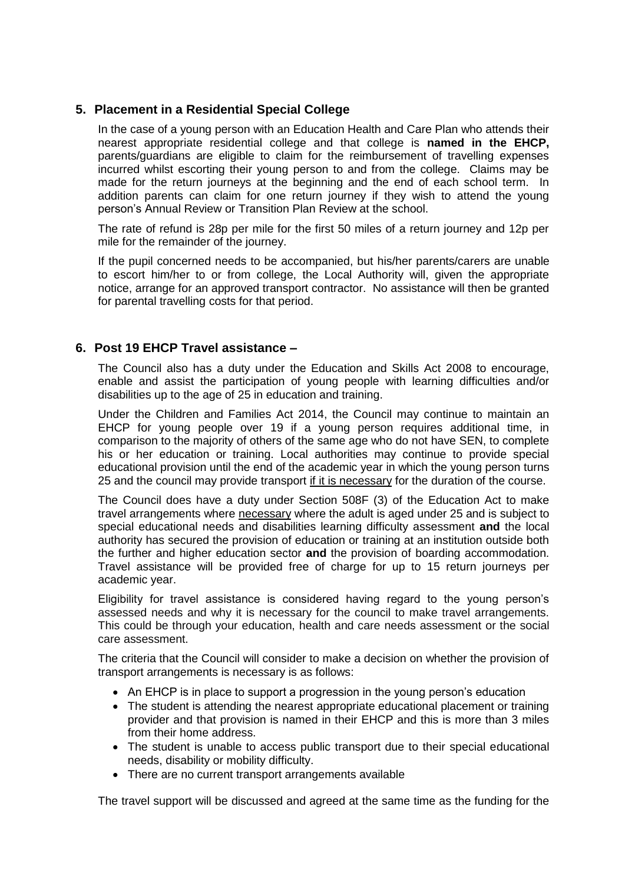## 5. Placement in a Residential Special College

In the case of a young person with an Education Health and Care Plan who attends their nearest appropriate residential college and that college is **named in the EHCP,** parents/guardians are eligible to claim for the reimbursement of travelling expenses incurred whilst escorting their young person to and from the college. Claims may be made for the return journeys at the beginning and the end of each school term. In addition parents can claim for one return journey if they wish to attend the young person's Annual Review or Transition Plan Review at the school.

The rate of refund is 28p per mile for the first 50 miles of a return journey and 12p per mile for the remainder of the journey.

If the pupil concerned needs to be accompanied, but his/her parents/carers are unable to escort him/her to or from college, the Local Authority will, given the appropriate notice, arrange for an approved transport contractor. No assistance will then be granted for parental travelling costs for that period.

## 6. Post 19 EHCP Travel assistance –

The Council also has a duty under the Education and Skills Act 2008 to encourage, enable and assist the participation of young people with learning difficulties and/or disabilities up to the age of 25 in education and training.

Under the Children and Families Act 2014, the Council may continue to maintain an EHCP for young people over 19 if a young person requires additional time, in comparison to the majority of others of the same age who do not have SEN, to complete his or her education or training. Local authorities may continue to provide special educational provision until the end of the academic year in which the young person turns 25 and the council may provide transport <u>if it is necessary</u> for the duration of the course.

The Council does have a duty under Section 508F (3) of the Education Act to make travel arrangements where <u>necessary</u> where the adult is aged under 25 and is subject to special educational needs and disabilities learning difficulty assessment **and** the local authority has secured the provision of education or training at an institution outside both the further and higher education sector **and** the provision of boarding accommodation. Travel assistance will be provided free of charge for up to 15 return journeys per academic year.

Eligibility for travel assistance is considered having regard to the young person's assessed needs and why it is necessary for the council to make travel arrangements. This could be through your education, health and care needs assessment or the social care assessment.

The criteria that the Council will consider to make a decision on whether the provision of transport arrangements is necessary is as follows:

- An EHCP is in place to support a progression in the young person's education
- The student is attending the nearest appropriate educational placement or training provider and that provision is named in their EHCP and this is more than 3 miles from their home address.
- The student is unable to access public transport due to their special educational needs, disability or mobility difficulty.
- There are no current transport arrangements available

The travel support will be discussed and agreed at the same time as the funding for the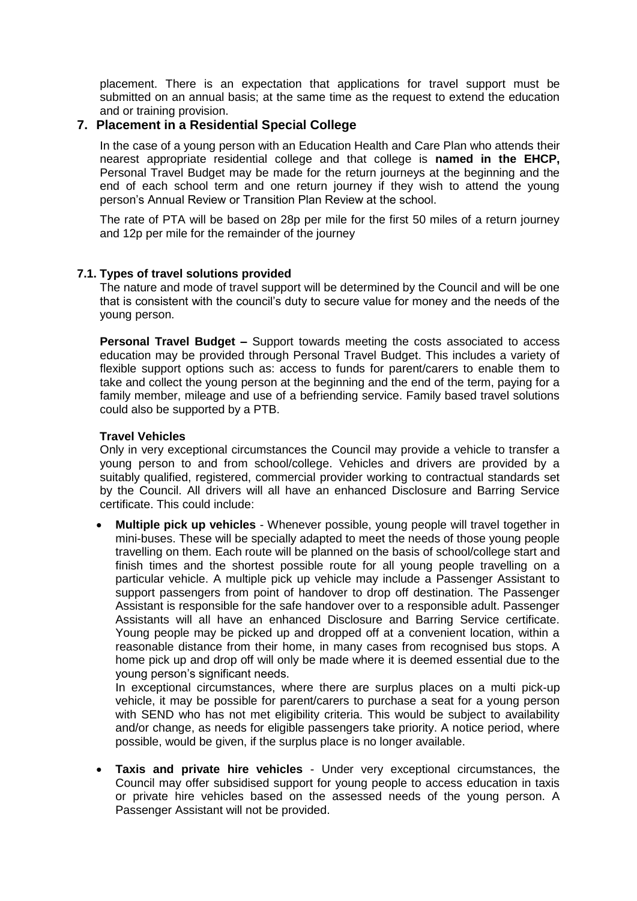placement. There is an expectation that applications for travel support must be submitted on an annual basis; at the same time as the request to extend the education and or training provision.

## 7. Placement in a Residential Special College

In the case of a young person with an Education Health and Care Plan who attends their nearest appropriate residential college and that college is **named in the EHCP,** Personal Travel Budget may be made for the return journeys at the beginning and the end of each school term and one return journey if they wish to attend the young person's Annual Review or Transition Plan Review at the school.

The rate of PTA will be based on 28p per mile for the first 50 miles of a return journey and 12p per mile for the remainder of the journey

### 7.1. Types of travel solutions provided

The nature and mode of travel support will be determined by the Council and will be one that is consistent with the council's duty to secure value for money and the needs of the young person.

**Personal Travel Budget –** Support towards meeting the costs associated to access education may be provided through Personal Travel Budget. This includes a variety of flexible support options such as: access to funds for parent/carers to enable them to take and collect the young person at the beginning and the end of the term, paying for a family member, mileage and use of a befriending service. Family based travel solutions could also be supported by a PTB.

**Travel Vehicles**

Only in very exceptional circumstances the Council may provide a vehicle to transfer a young person to and from school/college. Vehicles and drivers are provided by a suitably qualified, registered, commercial provider working to contractual standards set by the Council. All drivers will all have an enhanced Disclosure and Barring Service certificate. This could include:

- **Multiple pick up vehicles** - Whenever possible, young people will travel together in mini-buses. These will be specially adapted to meet the needs of those young people travelling on them. Each route will be planned on the basis of school/college start and finish times and the shortest possible route for all young people travelling on a particular vehicle. A multiple pick up vehicle may include a Passenger Assistant to support passengers from point of handover to drop off destination. The Passenger Assistant is responsible for the safe handover over to a responsible adult. Passenger Assistants will all have an enhanced Disclosure and Barring Service certificate. Young people may be picked up and dropped off at a convenient location, within a reasonable distance from their home, in many cases from recognised bus stops. A home pick up and drop off will only be made where it is deemed essential due to the young person's significant needs.

  In exceptional circumstances, where there are surplus places on a multi pick-up vehicle, it may be possible for parent/carers to purchase a seat for a young person with SEND who has not met eligibility criteria. This would be subject to availability and/or change, as needs for eligible passengers take priority. A notice period, where possible, would be given, if the surplus place is no longer available.

- **Taxis and private hire vehicles** - Under very exceptional circumstances, the Council may offer subsidised support for young people to access education in taxis or private hire vehicles based on the assessed needs of the young person. A Passenger Assistant will not be provided.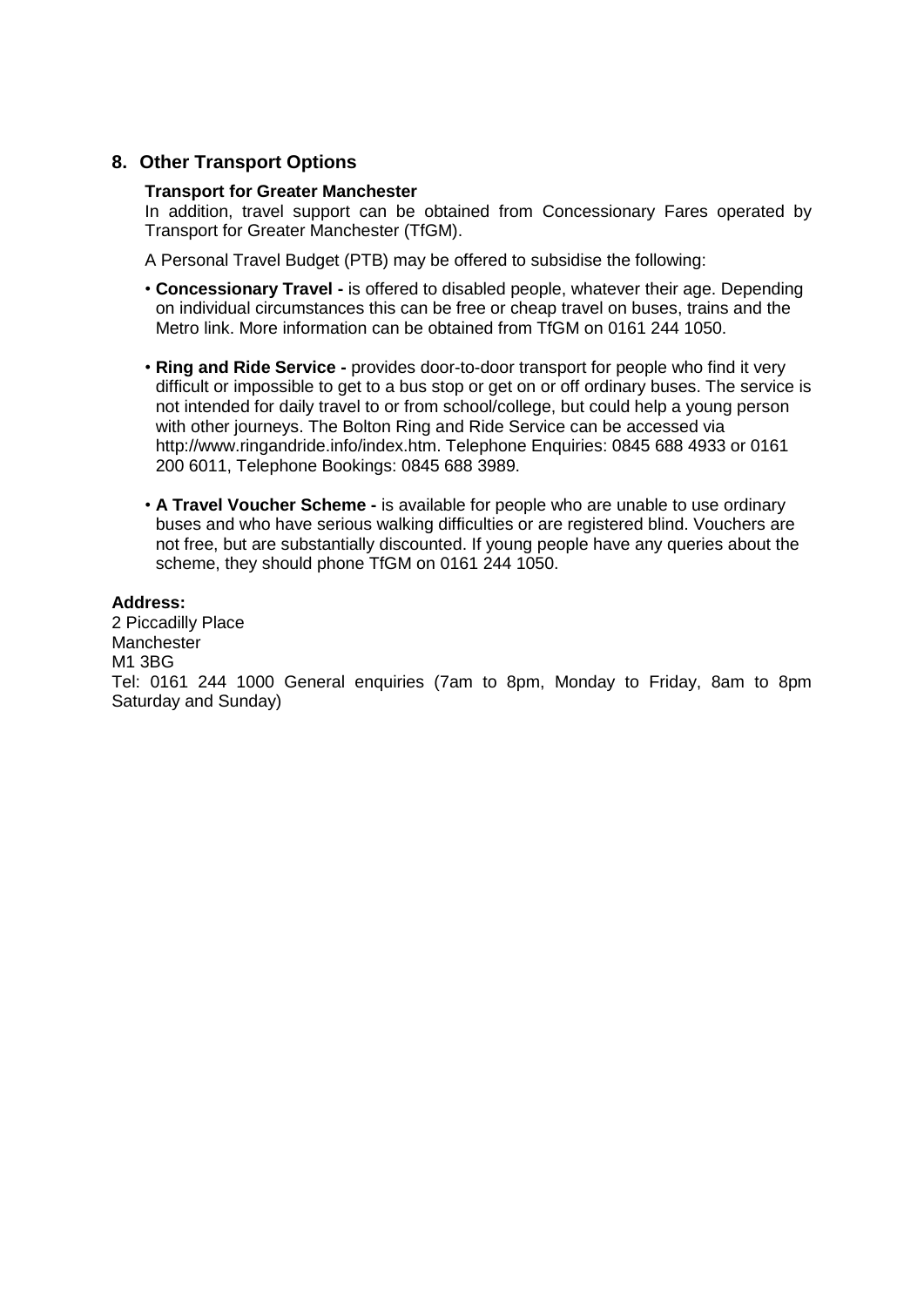## 8. Other Transport Options

**Transport for Greater Manchester**

In addition, travel support can be obtained from Concessionary Fares operated by Transport for Greater Manchester (TfGM).

A Personal Travel Budget (PTB) may be offered to subsidise the following:

- **Concessionary Travel -** is offered to disabled people, whatever their age. Depending on individual circumstances this can be free or cheap travel on buses, trains and the Metro link. More information can be obtained from TfGM on 0161 244 1050.

- **Ring and Ride Service -** provides door-to-door transport for people who find it very difficult or impossible to get to a bus stop or get on or off ordinary buses. The service is not intended for daily travel to or from school/college, but could help a young person with other journeys. The Bolton Ring and Ride Service can be accessed via http://www.ringandride.info/index.htm. Telephone Enquiries: 0845 688 4933 or 0161 200 6011, Telephone Bookings: 0845 688 3989.

- **A Travel Voucher Scheme -** is available for people who are unable to use ordinary buses and who have serious walking difficulties or are registered blind. Vouchers are not free, but are substantially discounted. If young people have any queries about the scheme, they should phone TfGM on 0161 244 1050.

**Address:**
2 Piccadilly Place
Manchester
M1 3BG
Tel: 0161 244 1000 General enquiries (7am to 8pm, Monday to Friday, 8am to 8pm Saturday and Sunday)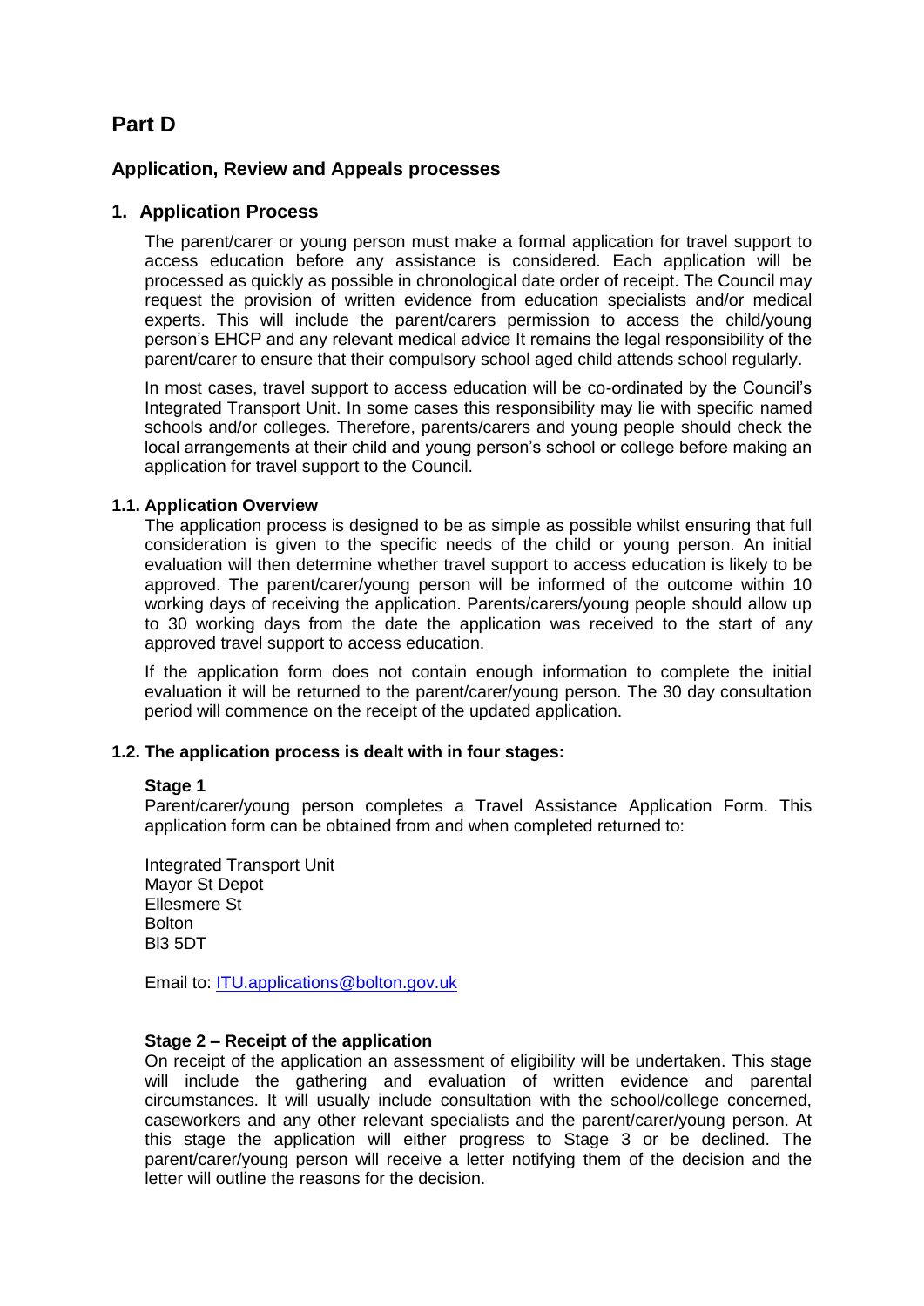# Part D

## Application, Review and Appeals processes

### 1. Application Process

The parent/carer or young person must make a formal application for travel support to access education before any assistance is considered. Each application will be processed as quickly as possible in chronological date order of receipt. The Council may request the provision of written evidence from education specialists and/or medical experts. This will include the parent/carers permission to access the child/young person's EHCP and any relevant medical advice It remains the legal responsibility of the parent/carer to ensure that their compulsory school aged child attends school regularly.

In most cases, travel support to access education will be co-ordinated by the Council's Integrated Transport Unit. In some cases this responsibility may lie with specific named schools and/or colleges. Therefore, parents/carers and young people should check the local arrangements at their child and young person's school or college before making an application for travel support to the Council.

#### 1.1. Application Overview

The application process is designed to be as simple as possible whilst ensuring that full consideration is given to the specific needs of the child or young person. An initial evaluation will then determine whether travel support to access education is likely to be approved. The parent/carer/young person will be informed of the outcome within 10 working days of receiving the application. Parents/carers/young people should allow up to 30 working days from the date the application was received to the start of any approved travel support to access education.

If the application form does not contain enough information to complete the initial evaluation it will be returned to the parent/carer/young person. The 30 day consultation period will commence on the receipt of the updated application.

#### 1.2. The application process is dealt with in four stages:

**Stage 1**

Parent/carer/young person completes a Travel Assistance Application Form. This application form can be obtained from and when completed returned to:

Integrated Transport Unit
Mayor St Depot
Ellesmere St
Bolton
Bl3 5DT

Email to: [ITU.applications@bolton.gov.uk](mailto:ITU.applications@bolton.gov.uk)

**Stage 2 – Receipt of the application**

On receipt of the application an assessment of eligibility will be undertaken. This stage will include the gathering and evaluation of written evidence and parental circumstances. It will usually include consultation with the school/college concerned, caseworkers and any other relevant specialists and the parent/carer/young person. At this stage the application will either progress to Stage 3 or be declined. The parent/carer/young person will receive a letter notifying them of the decision and the letter will outline the reasons for the decision.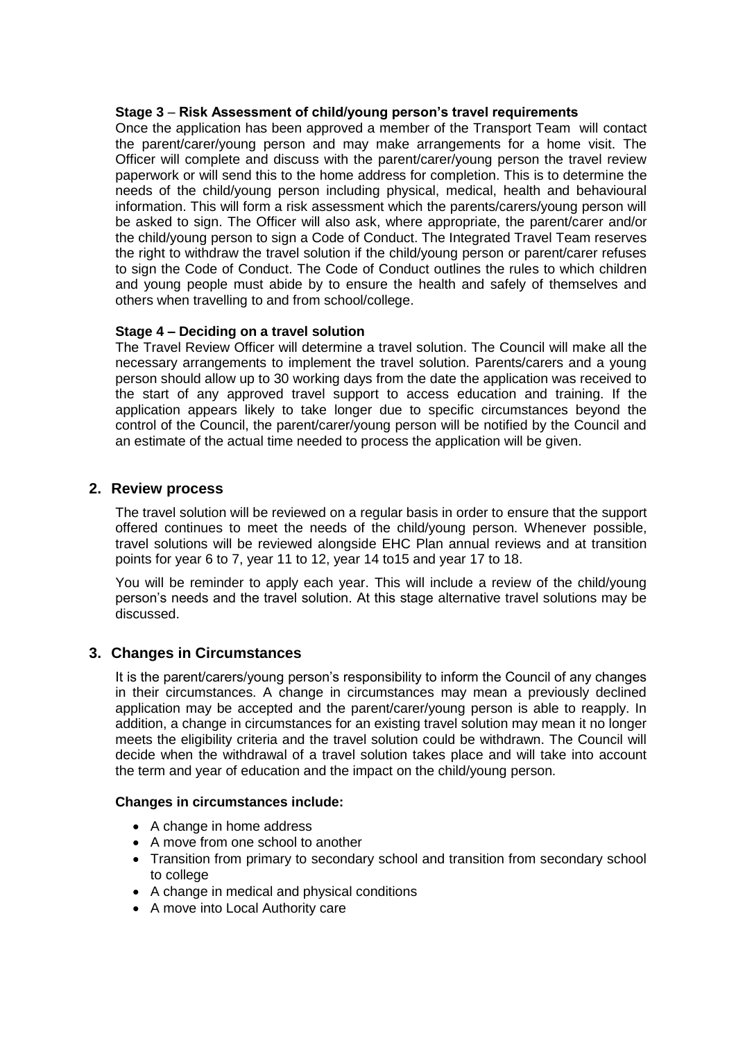**Stage 3 – Risk Assessment of child/young person's travel requirements**

Once the application has been approved a member of the Transport Team will contact the parent/carer/young person and may make arrangements for a home visit. The Officer will complete and discuss with the parent/carer/young person the travel review paperwork or will send this to the home address for completion. This is to determine the needs of the child/young person including physical, medical, health and behavioural information. This will form a risk assessment which the parents/carers/young person will be asked to sign. The Officer will also ask, where appropriate, the parent/carer and/or the child/young person to sign a Code of Conduct. The Integrated Travel Team reserves the right to withdraw the travel solution if the child/young person or parent/carer refuses to sign the Code of Conduct. The Code of Conduct outlines the rules to which children and young people must abide by to ensure the health and safely of themselves and others when travelling to and from school/college.

**Stage 4 – Deciding on a travel solution**

The Travel Review Officer will determine a travel solution. The Council will make all the necessary arrangements to implement the travel solution. Parents/carers and a young person should allow up to 30 working days from the date the application was received to the start of any approved travel support to access education and training. If the application appears likely to take longer due to specific circumstances beyond the control of the Council, the parent/carer/young person will be notified by the Council and an estimate of the actual time needed to process the application will be given.

## 2. Review process

The travel solution will be reviewed on a regular basis in order to ensure that the support offered continues to meet the needs of the child/young person. Whenever possible, travel solutions will be reviewed alongside EHC Plan annual reviews and at transition points for year 6 to 7, year 11 to 12, year 14 to15 and year 17 to 18.

You will be reminder to apply each year. This will include a review of the child/young person's needs and the travel solution. At this stage alternative travel solutions may be discussed.

## 3. Changes in Circumstances

It is the parent/carers/young person's responsibility to inform the Council of any changes in their circumstances. A change in circumstances may mean a previously declined application may be accepted and the parent/carer/young person is able to reapply. In addition, a change in circumstances for an existing travel solution may mean it no longer meets the eligibility criteria and the travel solution could be withdrawn. The Council will decide when the withdrawal of a travel solution takes place and will take into account the term and year of education and the impact on the child/young person.

**Changes in circumstances include:**

- A change in home address
- A move from one school to another
- Transition from primary to secondary school and transition from secondary school to college
- A change in medical and physical conditions
- A move into Local Authority care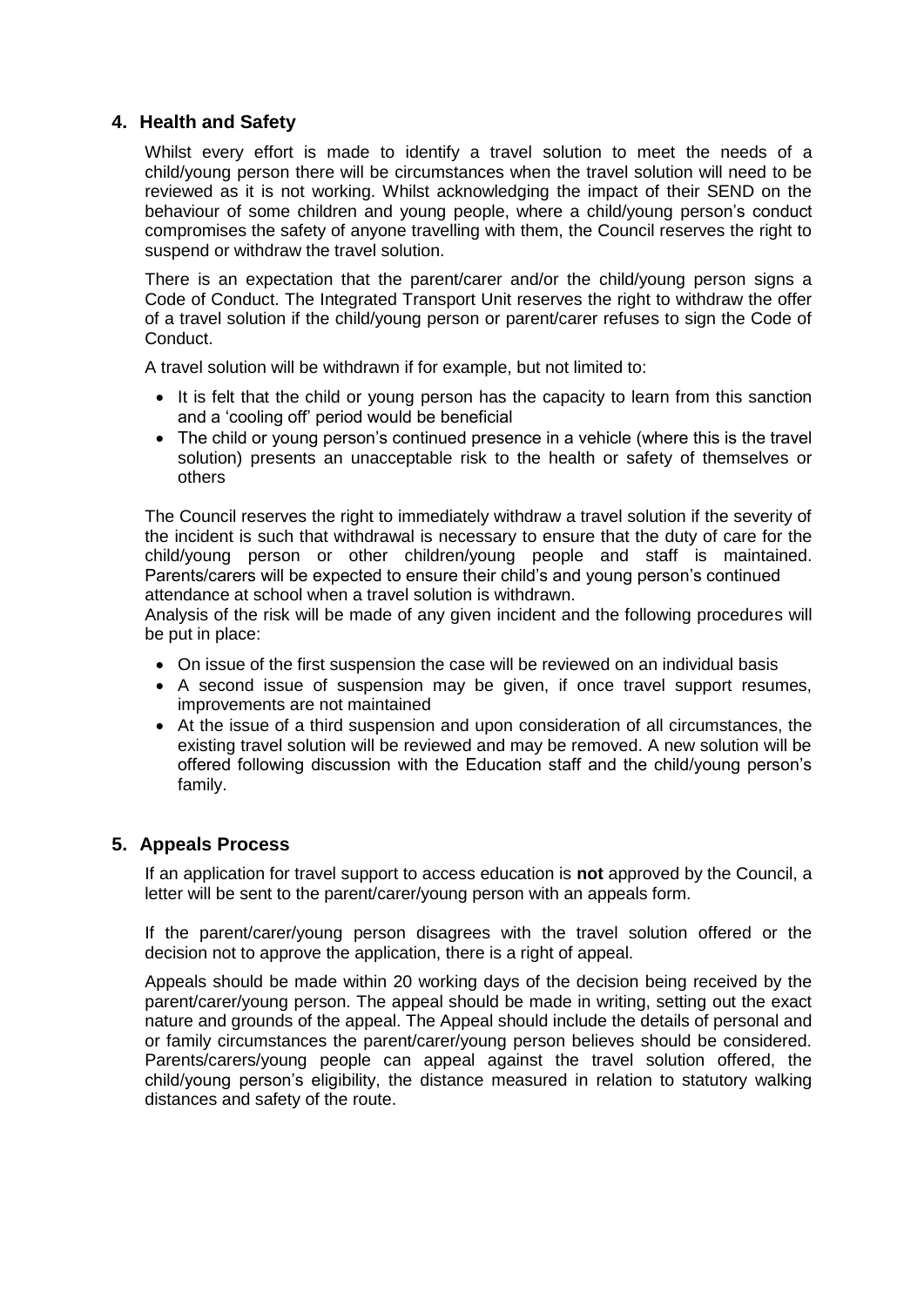## 4. Health and Safety

Whilst every effort is made to identify a travel solution to meet the needs of a child/young person there will be circumstances when the travel solution will need to be reviewed as it is not working. Whilst acknowledging the impact of their SEND on the behaviour of some children and young people, where a child/young person's conduct compromises the safety of anyone travelling with them, the Council reserves the right to suspend or withdraw the travel solution.

There is an expectation that the parent/carer and/or the child/young person signs a Code of Conduct. The Integrated Transport Unit reserves the right to withdraw the offer of a travel solution if the child/young person or parent/carer refuses to sign the Code of Conduct.

A travel solution will be withdrawn if for example, but not limited to:

- It is felt that the child or young person has the capacity to learn from this sanction and a 'cooling off' period would be beneficial
- The child or young person's continued presence in a vehicle (where this is the travel solution) presents an unacceptable risk to the health or safety of themselves or others

The Council reserves the right to immediately withdraw a travel solution if the severity of the incident is such that withdrawal is necessary to ensure that the duty of care for the child/young person or other children/young people and staff is maintained. Parents/carers will be expected to ensure their child's and young person's continued attendance at school when a travel solution is withdrawn.

Analysis of the risk will be made of any given incident and the following procedures will be put in place:

- On issue of the first suspension the case will be reviewed on an individual basis
- A second issue of suspension may be given, if once travel support resumes, improvements are not maintained
- At the issue of a third suspension and upon consideration of all circumstances, the existing travel solution will be reviewed and may be removed. A new solution will be offered following discussion with the Education staff and the child/young person's family.

## 5. Appeals Process

If an application for travel support to access education is **not** approved by the Council, a letter will be sent to the parent/carer/young person with an appeals form.

If the parent/carer/young person disagrees with the travel solution offered or the decision not to approve the application, there is a right of appeal.

Appeals should be made within 20 working days of the decision being received by the parent/carer/young person. The appeal should be made in writing, setting out the exact nature and grounds of the appeal. The Appeal should include the details of personal and or family circumstances the parent/carer/young person believes should be considered. Parents/carers/young people can appeal against the travel solution offered, the child/young person's eligibility, the distance measured in relation to statutory walking distances and safety of the route.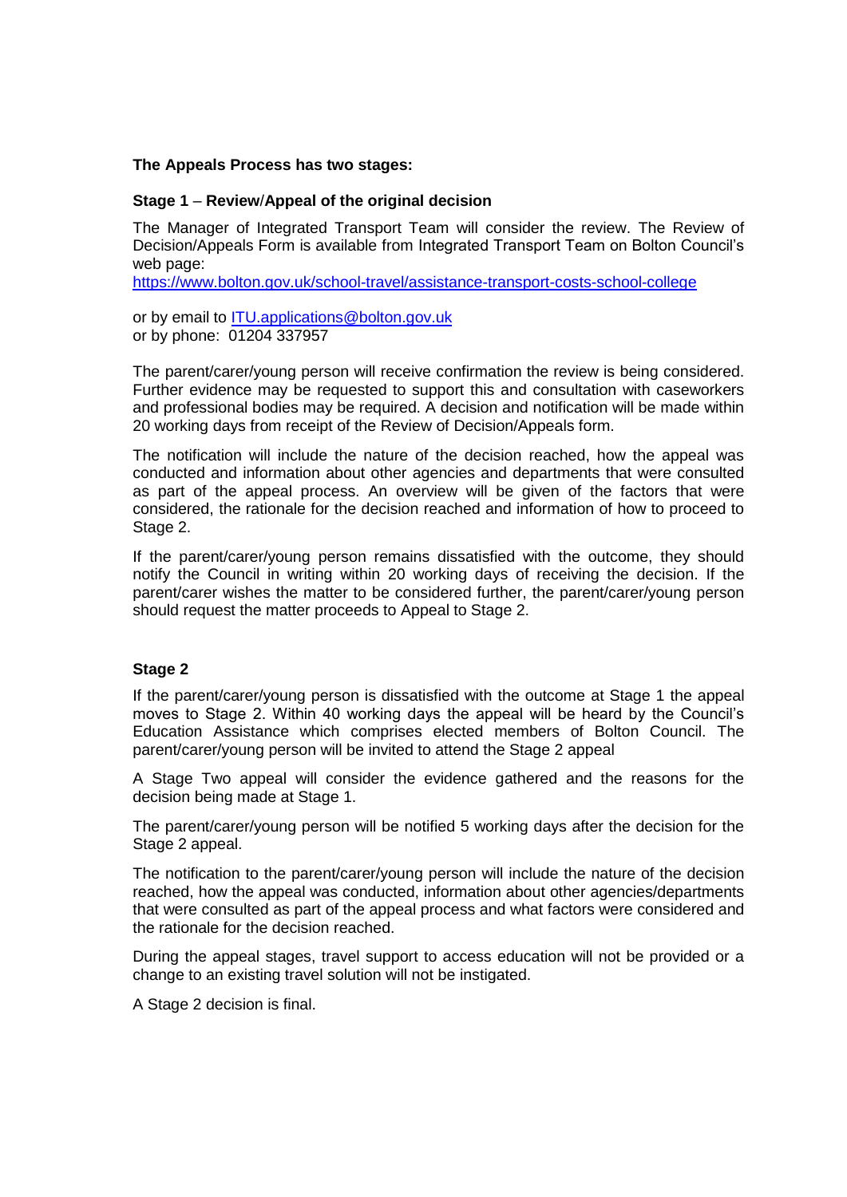**The Appeals Process has two stages:**

**Stage 1 – Review/Appeal of the original decision**

The Manager of Integrated Transport Team will consider the review. The Review of Decision/Appeals Form is available from Integrated Transport Team on Bolton Council's web page:
https://www.bolton.gov.uk/school-travel/assistance-transport-costs-school-college

or by email to ITU.applications@bolton.gov.uk
or by phone: 01204 337957

The parent/carer/young person will receive confirmation the review is being considered. Further evidence may be requested to support this and consultation with caseworkers and professional bodies may be required. A decision and notification will be made within 20 working days from receipt of the Review of Decision/Appeals form.

The notification will include the nature of the decision reached, how the appeal was conducted and information about other agencies and departments that were consulted as part of the appeal process. An overview will be given of the factors that were considered, the rationale for the decision reached and information of how to proceed to Stage 2.

If the parent/carer/young person remains dissatisfied with the outcome, they should notify the Council in writing within 20 working days of receiving the decision. If the parent/carer wishes the matter to be considered further, the parent/carer/young person should request the matter proceeds to Appeal to Stage 2.

**Stage 2**

If the parent/carer/young person is dissatisfied with the outcome at Stage 1 the appeal moves to Stage 2. Within 40 working days the appeal will be heard by the Council's Education Assistance which comprises elected members of Bolton Council. The parent/carer/young person will be invited to attend the Stage 2 appeal

A Stage Two appeal will consider the evidence gathered and the reasons for the decision being made at Stage 1.

The parent/carer/young person will be notified 5 working days after the decision for the Stage 2 appeal.

The notification to the parent/carer/young person will include the nature of the decision reached, how the appeal was conducted, information about other agencies/departments that were consulted as part of the appeal process and what factors were considered and the rationale for the decision reached.

During the appeal stages, travel support to access education will not be provided or a change to an existing travel solution will not be instigated.

A Stage 2 decision is final.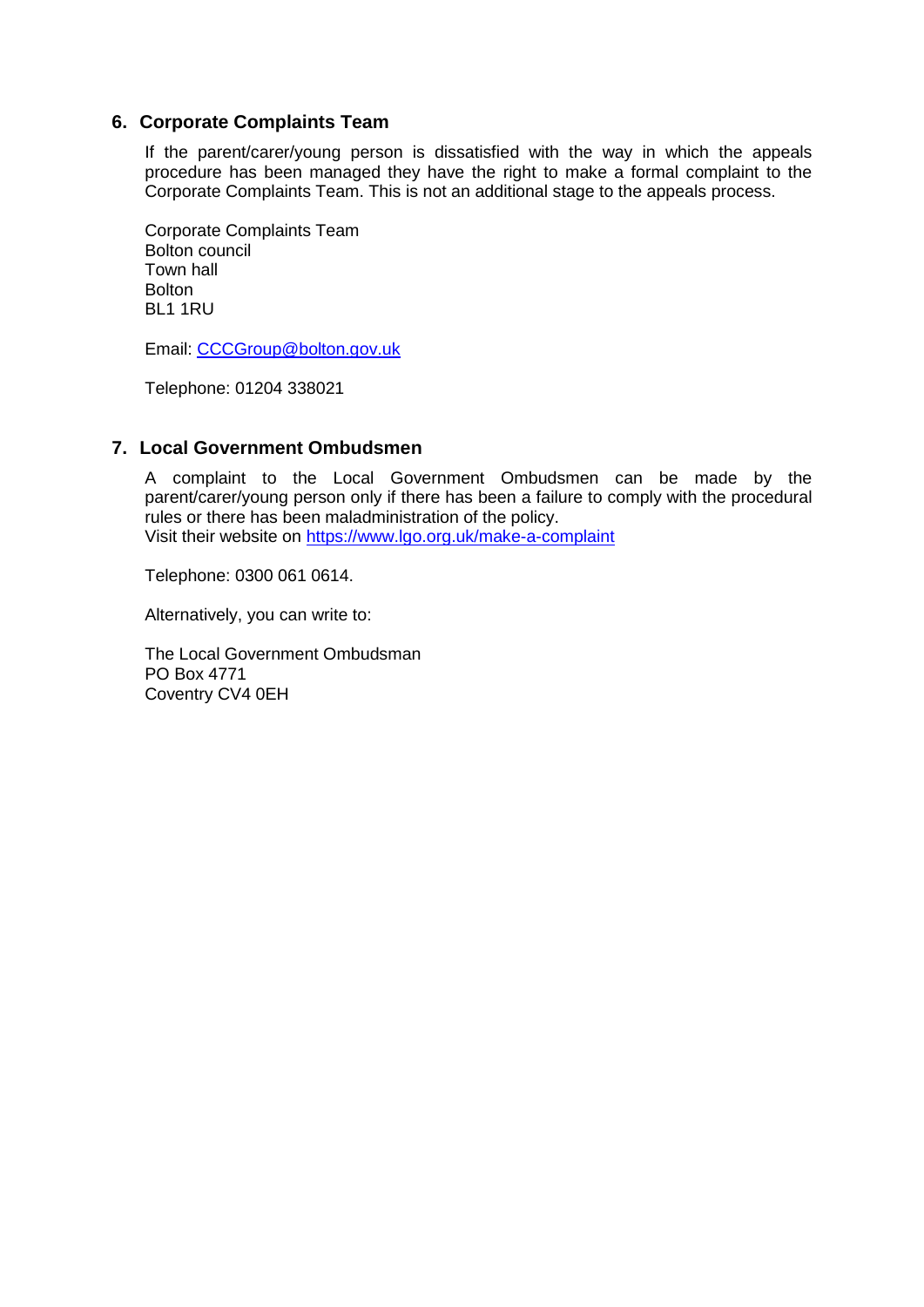## 6. Corporate Complaints Team

If the parent/carer/young person is dissatisfied with the way in which the appeals procedure has been managed they have the right to make a formal complaint to the Corporate Complaints Team. This is not an additional stage to the appeals process.

Corporate Complaints Team  
Bolton council  
Town hall  
Bolton  
BL1 1RU

Email: [CCCGroup@bolton.gov.uk](mailto:CCCGroup@bolton.gov.uk)

Telephone: 01204 338021

## 7. Local Government Ombudsmen

A complaint to the Local Government Ombudsmen can be made by the parent/carer/young person only if there has been a failure to comply with the procedural rules or there has been maladministration of the policy.  
Visit their website on [https://www.lgo.org.uk/make-a-complaint](https://www.lgo.org.uk/make-a-complaint)

Telephone: 0300 061 0614.

Alternatively, you can write to:

The Local Government Ombudsman  
PO Box 4771  
Coventry CV4 0EH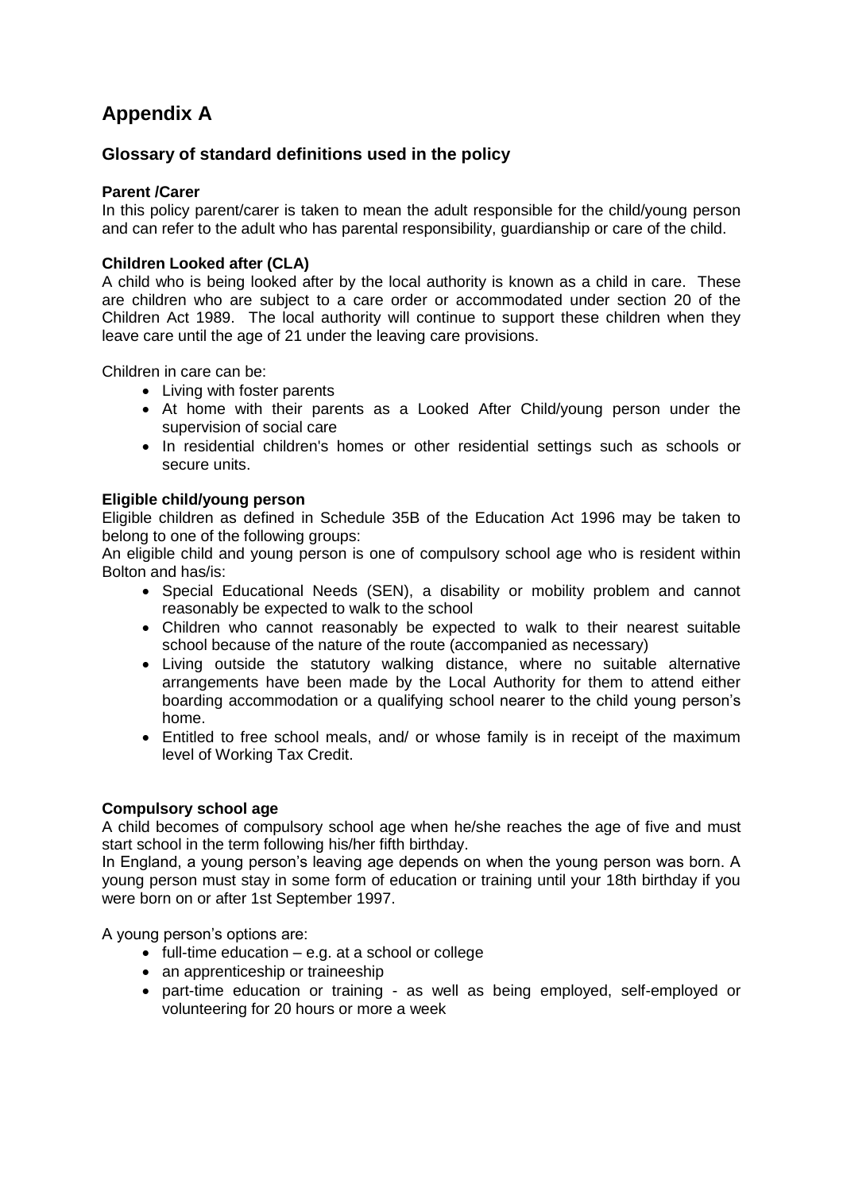# Appendix A

## Glossary of standard definitions used in the policy

**Parent /Carer**

In this policy parent/carer is taken to mean the adult responsible for the child/young person and can refer to the adult who has parental responsibility, guardianship or care of the child.

**Children Looked after (CLA)**

A child who is being looked after by the local authority is known as a child in care. These are children who are subject to a care order or accommodated under section 20 of the Children Act 1989. The local authority will continue to support these children when they leave care until the age of 21 under the leaving care provisions.

Children in care can be:

- Living with foster parents
- At home with their parents as a Looked After Child/young person under the supervision of social care
- In residential children's homes or other residential settings such as schools or secure units.

**Eligible child/young person**

Eligible children as defined in Schedule 35B of the Education Act 1996 may be taken to belong to one of the following groups:

An eligible child and young person is one of compulsory school age who is resident within Bolton and has/is:

- Special Educational Needs (SEN), a disability or mobility problem and cannot reasonably be expected to walk to the school
- Children who cannot reasonably be expected to walk to their nearest suitable school because of the nature of the route (accompanied as necessary)
- Living outside the statutory walking distance, where no suitable alternative arrangements have been made by the Local Authority for them to attend either boarding accommodation or a qualifying school nearer to the child young person's home.
- Entitled to free school meals, and/ or whose family is in receipt of the maximum level of Working Tax Credit.

**Compulsory school age**

A child becomes of compulsory school age when he/she reaches the age of five and must start school in the term following his/her fifth birthday.

In England, a young person's leaving age depends on when the young person was born. A young person must stay in some form of education or training until your 18th birthday if you were born on or after 1st September 1997.

A young person's options are:

- full-time education – e.g. at a school or college
- an apprenticeship or traineeship
- part-time education or training - as well as being employed, self-employed or volunteering for 20 hours or more a week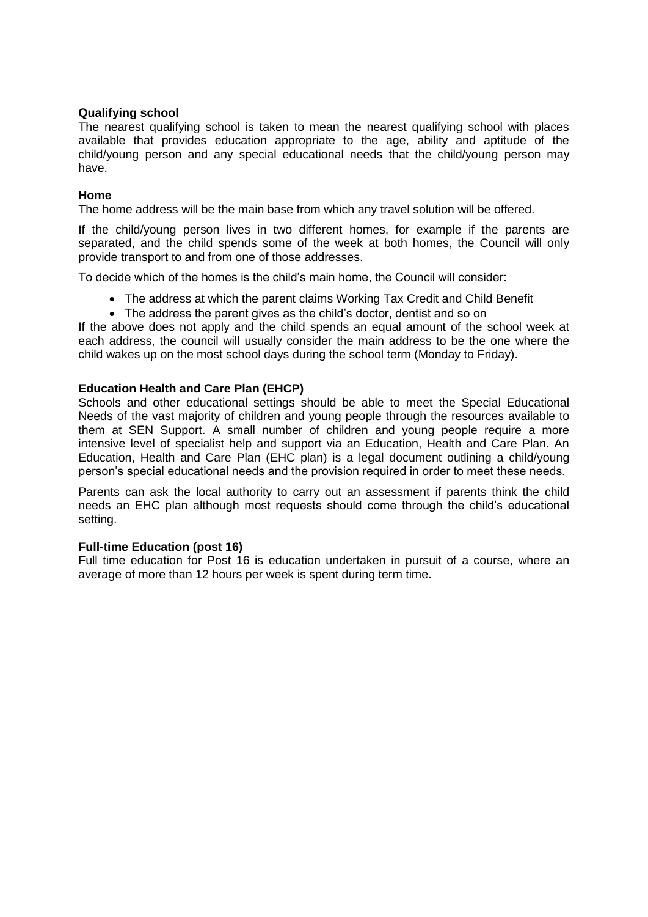**Qualifying school**

The nearest qualifying school is taken to mean the nearest qualifying school with places available that provides education appropriate to the age, ability and aptitude of the child/young person and any special educational needs that the child/young person may have.

**Home**

The home address will be the main base from which any travel solution will be offered.

If the child/young person lives in two different homes, for example if the parents are separated, and the child spends some of the week at both homes, the Council will only provide transport to and from one of those addresses.

To decide which of the homes is the child's main home, the Council will consider:

- The address at which the parent claims Working Tax Credit and Child Benefit
- The address the parent gives as the child's doctor, dentist and so on

If the above does not apply and the child spends an equal amount of the school week at each address, the council will usually consider the main address to be the one where the child wakes up on the most school days during the school term (Monday to Friday).

**Education Health and Care Plan (EHCP)**

Schools and other educational settings should be able to meet the Special Educational Needs of the vast majority of children and young people through the resources available to them at SEN Support. A small number of children and young people require a more intensive level of specialist help and support via an Education, Health and Care Plan. An Education, Health and Care Plan (EHC plan) is a legal document outlining a child/young person's special educational needs and the provision required in order to meet these needs.

Parents can ask the local authority to carry out an assessment if parents think the child needs an EHC plan although most requests should come through the child's educational setting.

**Full-time Education (post 16)**

Full time education for Post 16 is education undertaken in pursuit of a course, where an average of more than 12 hours per week is spent during term time.